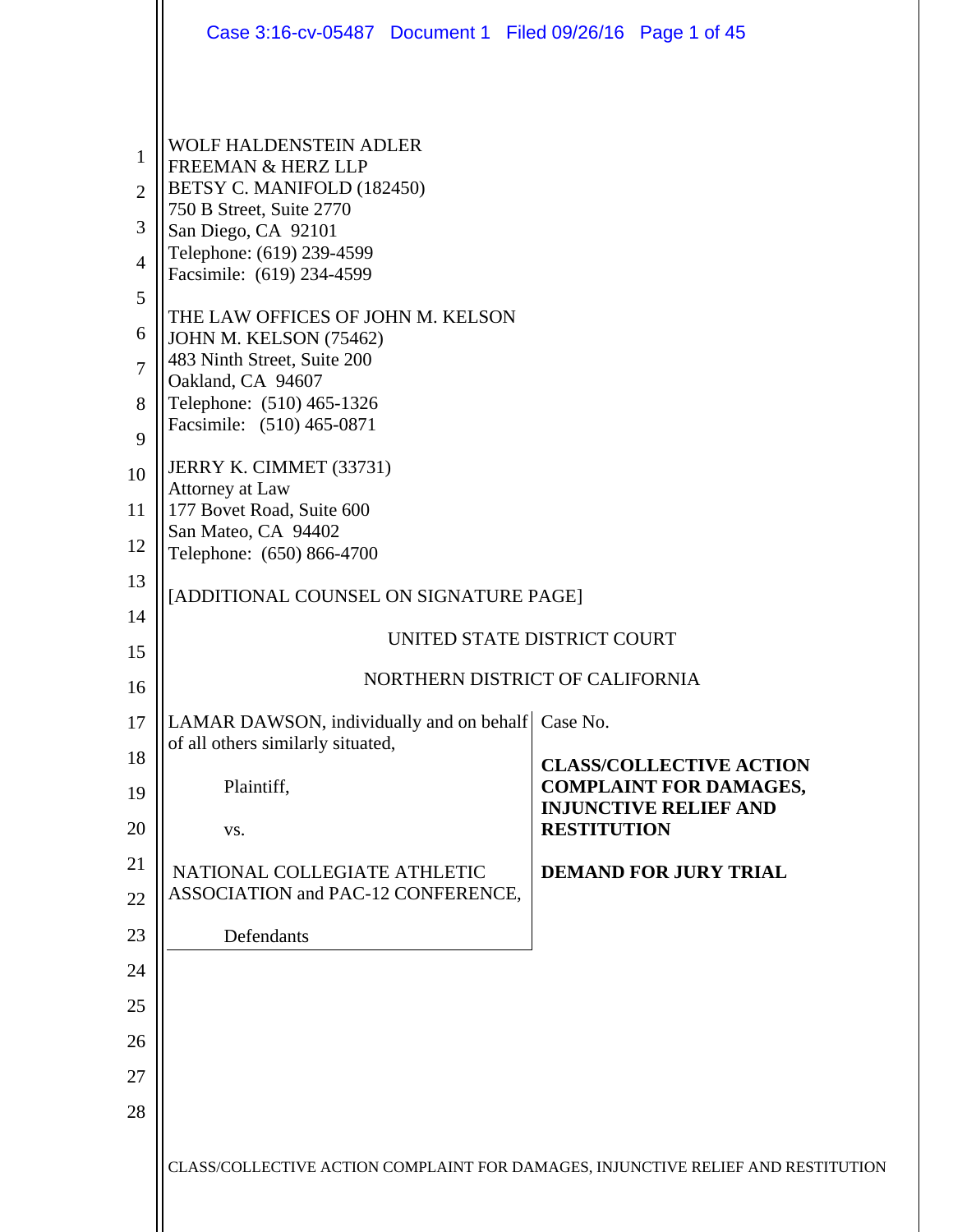WOLF HALDENSTEIN ADLER
FREEMAN & HERZ LLP
BETSY C. MANIFOLD (182450)
750 B Street, Suite 2770
San Diego, CA 92101
Telephone: (619) 239-4599
Facsimile: (619) 234-4599

THE LAW OFFICES OF JOHN M. KELSON
JOHN M. KELSON (75462)
483 Ninth Street, Suite 200
Oakland, CA 94607
Telephone: (510) 465-1326
Facsimile: (510) 465-0871

JERRY K. CIMMET (33731)
Attorney at Law
177 Bovet Road, Suite 600
San Mateo, CA 94402
Telephone: (650) 866-4700

[ADDITIONAL COUNSEL ON SIGNATURE PAGE]

UNITED STATE DISTRICT COURT

NORTHERN DISTRICT OF CALIFORNIA

| | |
|---|---|
| LAMAR DAWSON, individually and on behalf of all others similarly situated,<br><br>Plaintiff,<br><br>vs.<br><br>NATIONAL COLLEGIATE ATHLETIC ASSOCIATION and PAC-12 CONFERENCE,<br><br>Defendants | Case No.<br><br>**CLASS/COLLECTIVE ACTION COMPLAINT FOR DAMAGES, INJUNCTIVE RELIEF AND RESTITUTION**<br><br>**DEMAND FOR JURY TRIAL** |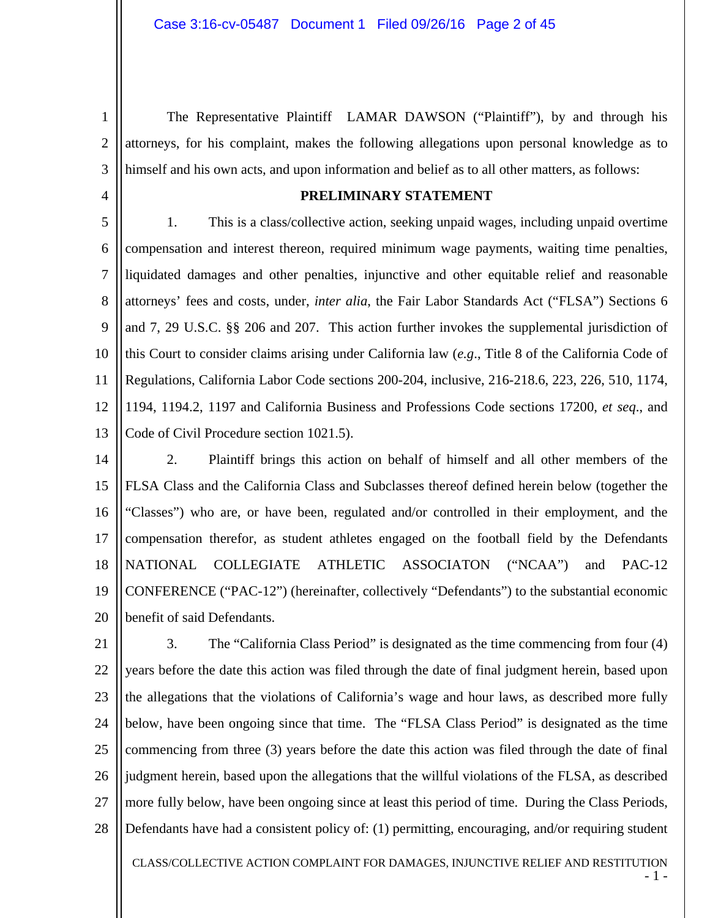The Representative Plaintiff LAMAR DAWSON ("Plaintiff"), by and through his attorneys, for his complaint, makes the following allegations upon personal knowledge as to himself and his own acts, and upon information and belief as to all other matters, as follows:

## PRELIMINARY STATEMENT

1. This is a class/collective action, seeking unpaid wages, including unpaid overtime compensation and interest thereon, required minimum wage payments, waiting time penalties, liquidated damages and other penalties, injunctive and other equitable relief and reasonable attorneys' fees and costs, under, *inter alia*, the Fair Labor Standards Act ("FLSA") Sections 6 and 7, 29 U.S.C. §§ 206 and 207. This action further invokes the supplemental jurisdiction of this Court to consider claims arising under California law (*e.g.*, Title 8 of the California Code of Regulations, California Labor Code sections 200-204, inclusive, 216-218.6, 223, 226, 510, 1174, 1194, 1194.2, 1197 and California Business and Professions Code sections 17200, *et seq*., and Code of Civil Procedure section 1021.5).

2. Plaintiff brings this action on behalf of himself and all other members of the FLSA Class and the California Class and Subclasses thereof defined herein below (together the "Classes") who are, or have been, regulated and/or controlled in their employment, and the compensation therefor, as student athletes engaged on the football field by the Defendants NATIONAL COLLEGIATE ATHLETIC ASSOCIATON ("NCAA") and PAC-12 CONFERENCE ("PAC-12") (hereinafter, collectively "Defendants") to the substantial economic benefit of said Defendants.

3. The "California Class Period" is designated as the time commencing from four (4) years before the date this action was filed through the date of final judgment herein, based upon the allegations that the violations of California's wage and hour laws, as described more fully below, have been ongoing since that time. The "FLSA Class Period" is designated as the time commencing from three (3) years before the date this action was filed through the date of final judgment herein, based upon the allegations that the willful violations of the FLSA, as described more fully below, have been ongoing since at least this period of time. During the Class Periods, Defendants have had a consistent policy of: (1) permitting, encouraging, and/or requiring student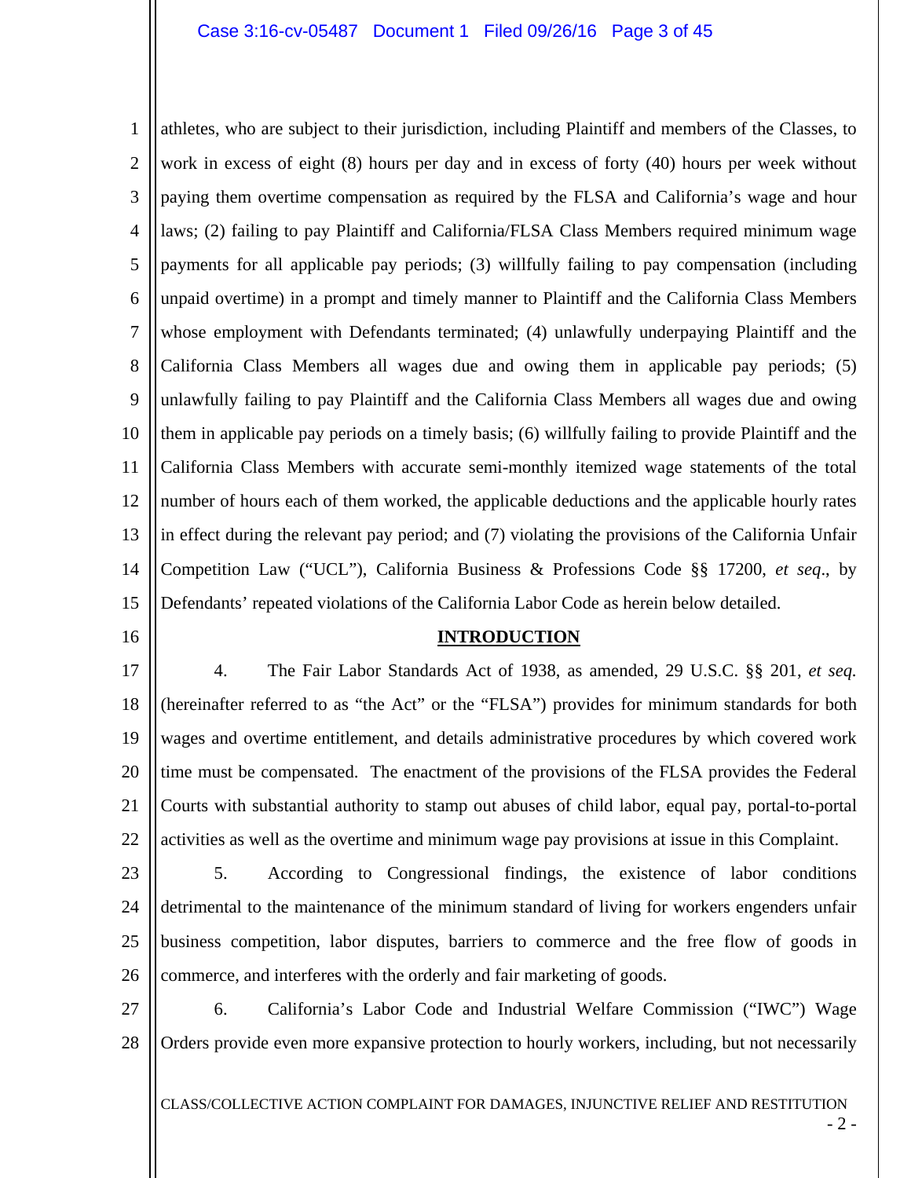athletes, who are subject to their jurisdiction, including Plaintiff and members of the Classes, to work in excess of eight (8) hours per day and in excess of forty (40) hours per week without paying them overtime compensation as required by the FLSA and California's wage and hour laws; (2) failing to pay Plaintiff and California/FLSA Class Members required minimum wage payments for all applicable pay periods; (3) willfully failing to pay compensation (including unpaid overtime) in a prompt and timely manner to Plaintiff and the California Class Members whose employment with Defendants terminated; (4) unlawfully underpaying Plaintiff and the California Class Members all wages due and owing them in applicable pay periods; (5) unlawfully failing to pay Plaintiff and the California Class Members all wages due and owing them in applicable pay periods on a timely basis; (6) willfully failing to provide Plaintiff and the California Class Members with accurate semi-monthly itemized wage statements of the total number of hours each of them worked, the applicable deductions and the applicable hourly rates in effect during the relevant pay period; and (7) violating the provisions of the California Unfair Competition Law ("UCL"), California Business & Professions Code §§ 17200, *et seq*., by Defendants' repeated violations of the California Labor Code as herein below detailed.

## INTRODUCTION

4. The Fair Labor Standards Act of 1938, as amended, 29 U.S.C. §§ 201, *et seq.* (hereinafter referred to as "the Act" or the "FLSA") provides for minimum standards for both wages and overtime entitlement, and details administrative procedures by which covered work time must be compensated. The enactment of the provisions of the FLSA provides the Federal Courts with substantial authority to stamp out abuses of child labor, equal pay, portal-to-portal activities as well as the overtime and minimum wage pay provisions at issue in this Complaint.

5. According to Congressional findings, the existence of labor conditions detrimental to the maintenance of the minimum standard of living for workers engenders unfair business competition, labor disputes, barriers to commerce and the free flow of goods in commerce, and interferes with the orderly and fair marketing of goods.

6. California's Labor Code and Industrial Welfare Commission ("IWC") Wage Orders provide even more expansive protection to hourly workers, including, but not necessarily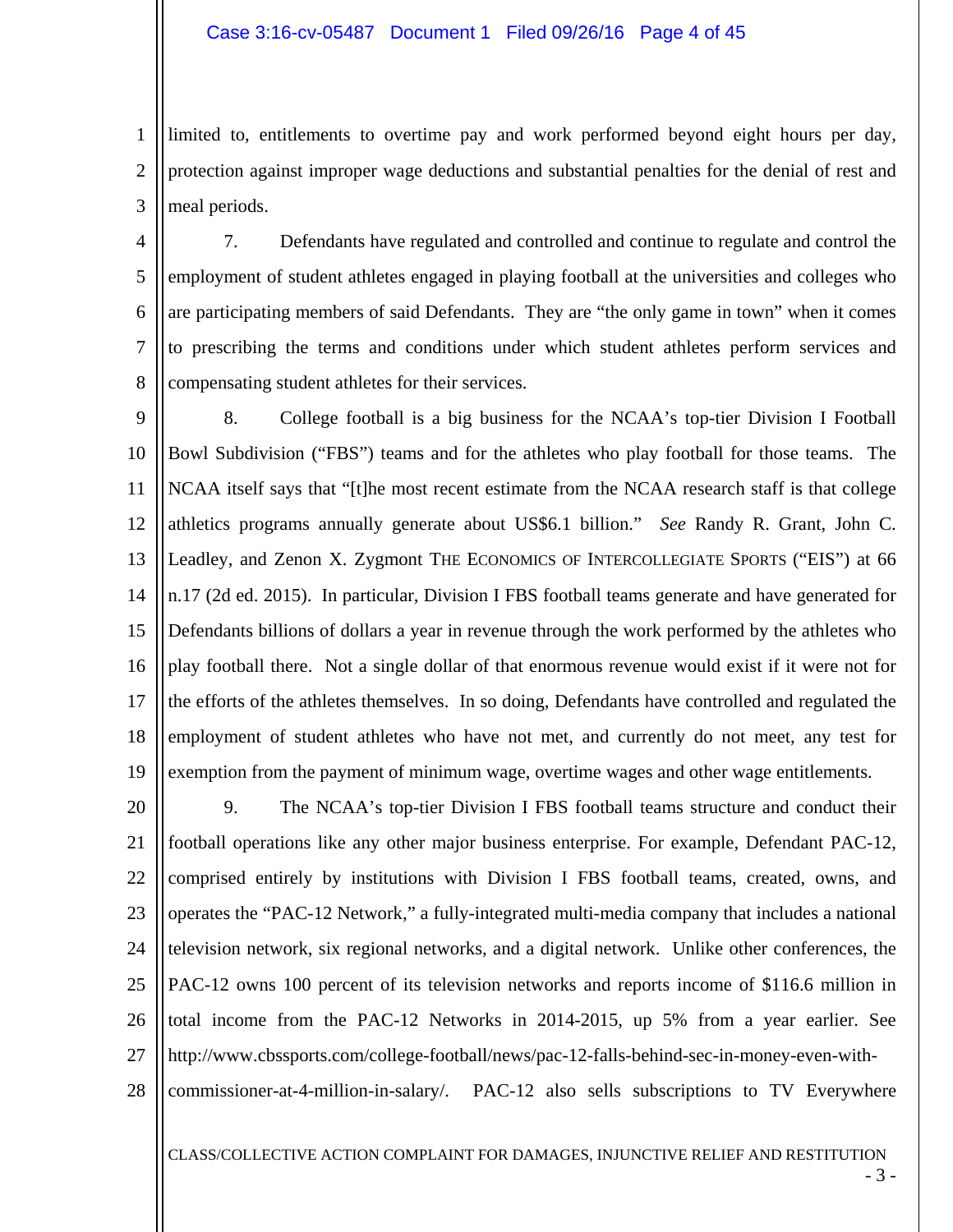limited to, entitlements to overtime pay and work performed beyond eight hours per day, protection against improper wage deductions and substantial penalties for the denial of rest and meal periods.

7. Defendants have regulated and controlled and continue to regulate and control the employment of student athletes engaged in playing football at the universities and colleges who are participating members of said Defendants. They are "the only game in town" when it comes to prescribing the terms and conditions under which student athletes perform services and compensating student athletes for their services.

8. College football is a big business for the NCAA's top-tier Division I Football Bowl Subdivision ("FBS") teams and for the athletes who play football for those teams. The NCAA itself says that "[t]he most recent estimate from the NCAA research staff is that college athletics programs annually generate about US$6.1 billion." *See* Randy R. Grant, John C. Leadley, and Zenon X. Zygmont THE ECONOMICS OF INTERCOLLEGIATE SPORTS ("EIS") at 66 n.17 (2d ed. 2015). In particular, Division I FBS football teams generate and have generated for Defendants billions of dollars a year in revenue through the work performed by the athletes who play football there. Not a single dollar of that enormous revenue would exist if it were not for the efforts of the athletes themselves. In so doing, Defendants have controlled and regulated the employment of student athletes who have not met, and currently do not meet, any test for exemption from the payment of minimum wage, overtime wages and other wage entitlements.

9. The NCAA's top-tier Division I FBS football teams structure and conduct their football operations like any other major business enterprise. For example, Defendant PAC-12, comprised entirely by institutions with Division I FBS football teams, created, owns, and operates the "PAC-12 Network," a fully-integrated multi-media company that includes a national television network, six regional networks, and a digital network. Unlike other conferences, the PAC-12 owns 100 percent of its television networks and reports income of $116.6 million in total income from the PAC-12 Networks in 2014-2015, up 5% from a year earlier. See http://www.cbssports.com/college-football/news/pac-12-falls-behind-sec-in-money-even-with-commissioner-at-4-million-in-salary/. PAC-12 also sells subscriptions to TV Everywhere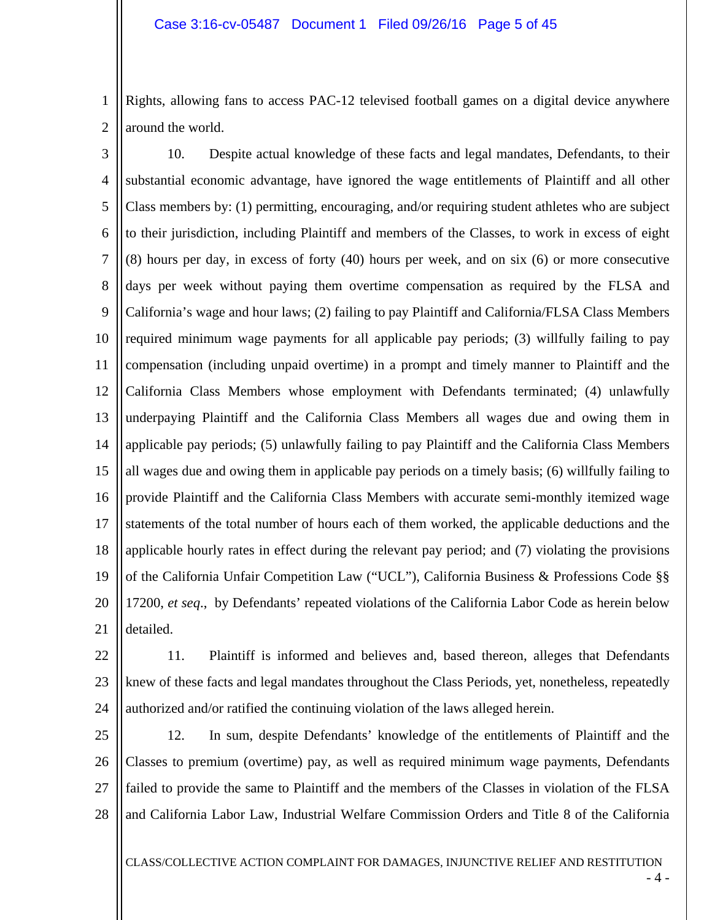Rights, allowing fans to access PAC-12 televised football games on a digital device anywhere around the world.

10. Despite actual knowledge of these facts and legal mandates, Defendants, to their substantial economic advantage, have ignored the wage entitlements of Plaintiff and all other Class members by: (1) permitting, encouraging, and/or requiring student athletes who are subject to their jurisdiction, including Plaintiff and members of the Classes, to work in excess of eight (8) hours per day, in excess of forty (40) hours per week, and on six (6) or more consecutive days per week without paying them overtime compensation as required by the FLSA and California's wage and hour laws; (2) failing to pay Plaintiff and California/FLSA Class Members required minimum wage payments for all applicable pay periods; (3) willfully failing to pay compensation (including unpaid overtime) in a prompt and timely manner to Plaintiff and the California Class Members whose employment with Defendants terminated; (4) unlawfully underpaying Plaintiff and the California Class Members all wages due and owing them in applicable pay periods; (5) unlawfully failing to pay Plaintiff and the California Class Members all wages due and owing them in applicable pay periods on a timely basis; (6) willfully failing to provide Plaintiff and the California Class Members with accurate semi-monthly itemized wage statements of the total number of hours each of them worked, the applicable deductions and the applicable hourly rates in effect during the relevant pay period; and (7) violating the provisions of the California Unfair Competition Law ("UCL"), California Business & Professions Code §§ 17200, *et seq.*, by Defendants' repeated violations of the California Labor Code as herein below detailed.

11. Plaintiff is informed and believes and, based thereon, alleges that Defendants knew of these facts and legal mandates throughout the Class Periods, yet, nonetheless, repeatedly authorized and/or ratified the continuing violation of the laws alleged herein.

12. In sum, despite Defendants' knowledge of the entitlements of Plaintiff and the Classes to premium (overtime) pay, as well as required minimum wage payments, Defendants failed to provide the same to Plaintiff and the members of the Classes in violation of the FLSA and California Labor Law, Industrial Welfare Commission Orders and Title 8 of the California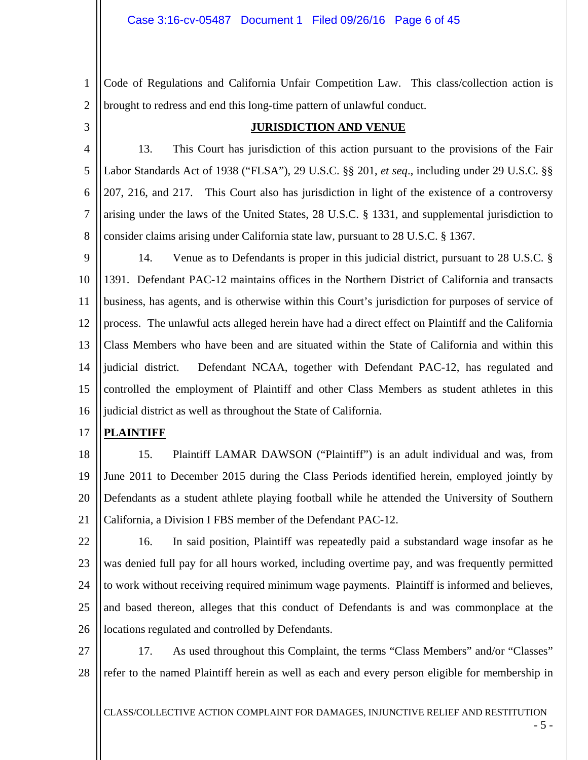Code of Regulations and California Unfair Competition Law. This class/collection action is brought to redress and end this long-time pattern of unlawful conduct.

## JURISDICTION AND VENUE

13. This Court has jurisdiction of this action pursuant to the provisions of the Fair Labor Standards Act of 1938 ("FLSA"), 29 U.S.C. §§ 201, *et seq*., including under 29 U.S.C. §§ 207, 216, and 217. This Court also has jurisdiction in light of the existence of a controversy arising under the laws of the United States, 28 U.S.C. § 1331, and supplemental jurisdiction to consider claims arising under California state law, pursuant to 28 U.S.C. § 1367.

14. Venue as to Defendants is proper in this judicial district, pursuant to 28 U.S.C. § 1391. Defendant PAC-12 maintains offices in the Northern District of California and transacts business, has agents, and is otherwise within this Court's jurisdiction for purposes of service of process. The unlawful acts alleged herein have had a direct effect on Plaintiff and the California Class Members who have been and are situated within the State of California and within this judicial district. Defendant NCAA, together with Defendant PAC-12, has regulated and controlled the employment of Plaintiff and other Class Members as student athletes in this judicial district as well as throughout the State of California.

## PLAINTIFF

15. Plaintiff LAMAR DAWSON ("Plaintiff") is an adult individual and was, from June 2011 to December 2015 during the Class Periods identified herein, employed jointly by Defendants as a student athlete playing football while he attended the University of Southern California, a Division I FBS member of the Defendant PAC-12.

16. In said position, Plaintiff was repeatedly paid a substandard wage insofar as he was denied full pay for all hours worked, including overtime pay, and was frequently permitted to work without receiving required minimum wage payments. Plaintiff is informed and believes, and based thereon, alleges that this conduct of Defendants is and was commonplace at the locations regulated and controlled by Defendants.

17. As used throughout this Complaint, the terms "Class Members" and/or "Classes" refer to the named Plaintiff herein as well as each and every person eligible for membership in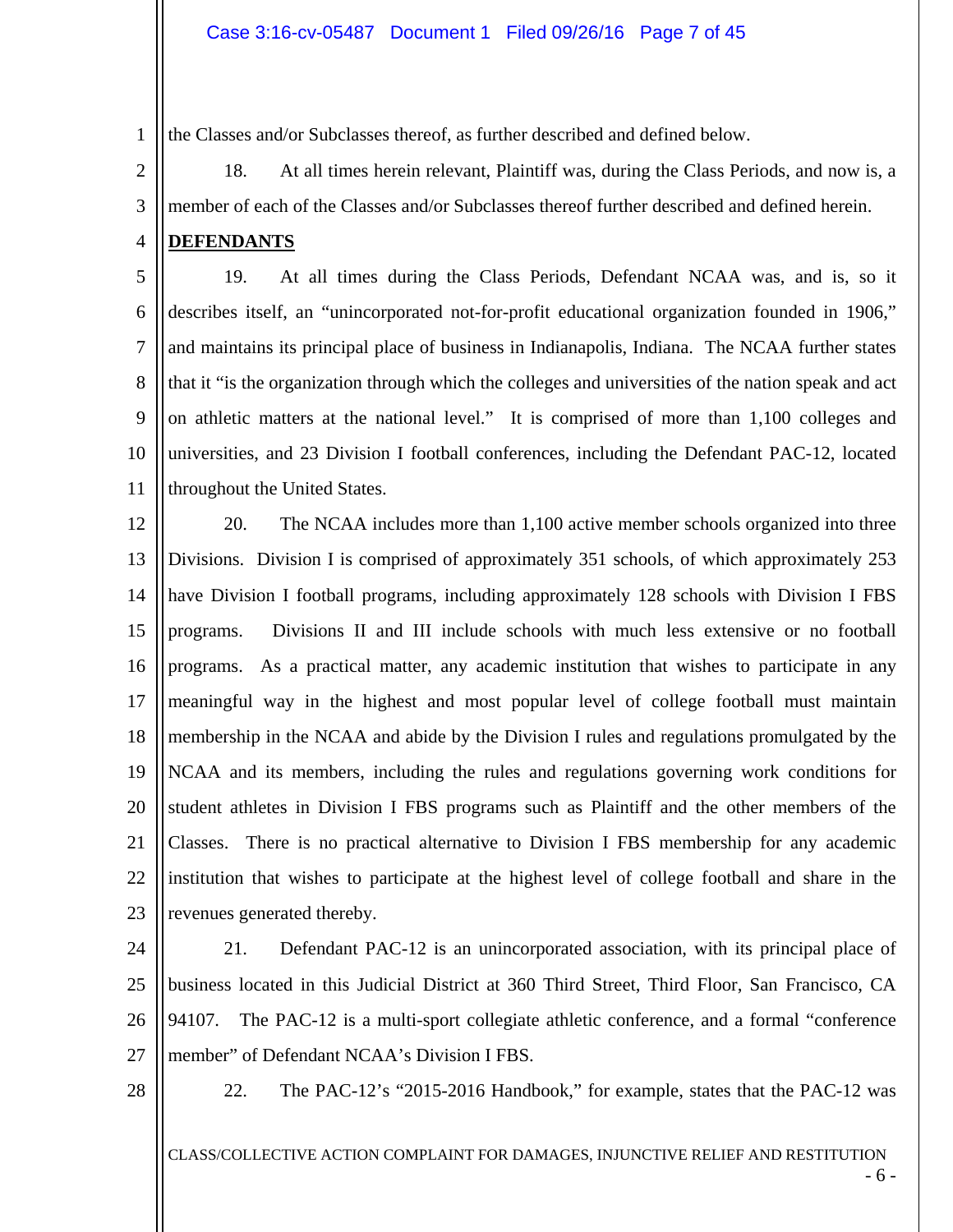the Classes and/or Subclasses thereof, as further described and defined below.

18. At all times herein relevant, Plaintiff was, during the Class Periods, and now is, a member of each of the Classes and/or Subclasses thereof further described and defined herein.

**DEFENDANTS**

19. At all times during the Class Periods, Defendant NCAA was, and is, so it describes itself, an "unincorporated not-for-profit educational organization founded in 1906," and maintains its principal place of business in Indianapolis, Indiana. The NCAA further states that it "is the organization through which the colleges and universities of the nation speak and act on athletic matters at the national level." It is comprised of more than 1,100 colleges and universities, and 23 Division I football conferences, including the Defendant PAC-12, located throughout the United States.

20. The NCAA includes more than 1,100 active member schools organized into three Divisions. Division I is comprised of approximately 351 schools, of which approximately 253 have Division I football programs, including approximately 128 schools with Division I FBS programs. Divisions II and III include schools with much less extensive or no football programs. As a practical matter, any academic institution that wishes to participate in any meaningful way in the highest and most popular level of college football must maintain membership in the NCAA and abide by the Division I rules and regulations promulgated by the NCAA and its members, including the rules and regulations governing work conditions for student athletes in Division I FBS programs such as Plaintiff and the other members of the Classes. There is no practical alternative to Division I FBS membership for any academic institution that wishes to participate at the highest level of college football and share in the revenues generated thereby.

21. Defendant PAC-12 is an unincorporated association, with its principal place of business located in this Judicial District at 360 Third Street, Third Floor, San Francisco, CA 94107. The PAC-12 is a multi-sport collegiate athletic conference, and a formal "conference member" of Defendant NCAA's Division I FBS.

22. The PAC-12's "2015-2016 Handbook," for example, states that the PAC-12 was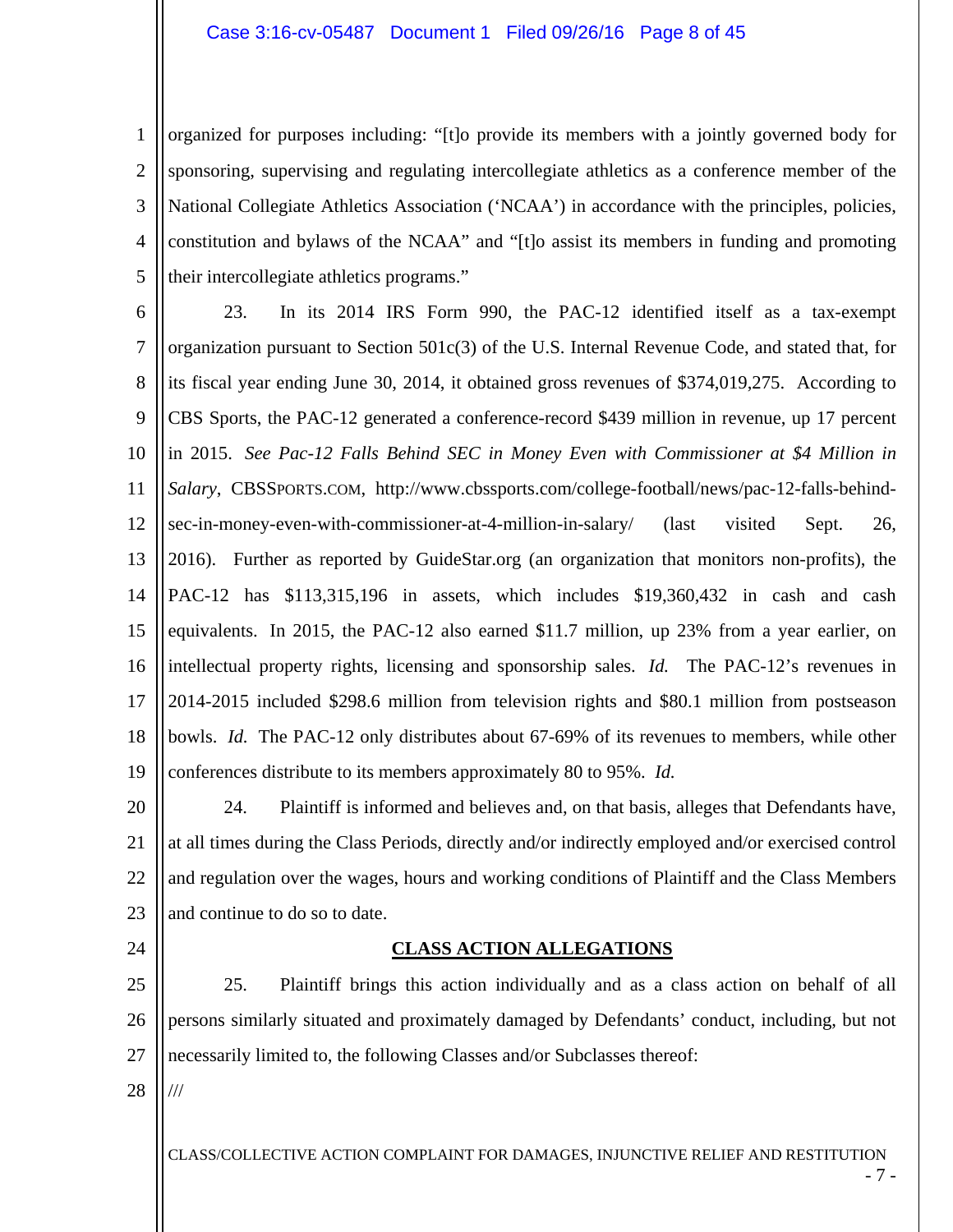organized for purposes including: "[t]o provide its members with a jointly governed body for sponsoring, supervising and regulating intercollegiate athletics as a conference member of the National Collegiate Athletics Association ('NCAA') in accordance with the principles, policies, constitution and bylaws of the NCAA" and "[t]o assist its members in funding and promoting their intercollegiate athletics programs."

23. In its 2014 IRS Form 990, the PAC-12 identified itself as a tax-exempt organization pursuant to Section 501c(3) of the U.S. Internal Revenue Code, and stated that, for its fiscal year ending June 30, 2014, it obtained gross revenues of $374,019,275. According to CBS Sports, the PAC-12 generated a conference-record $439 million in revenue, up 17 percent in 2015. *See Pac-12 Falls Behind SEC in Money Even with Commissioner at $4 Million in Salary*, CBSSPORTS.COM, http://www.cbssports.com/college-football/news/pac-12-falls-behind-sec-in-money-even-with-commissioner-at-4-million-in-salary/ (last visited Sept. 26, 2016). Further as reported by GuideStar.org (an organization that monitors non-profits), the PAC-12 has $113,315,196 in assets, which includes $19,360,432 in cash and cash equivalents. In 2015, the PAC-12 also earned $11.7 million, up 23% from a year earlier, on intellectual property rights, licensing and sponsorship sales. *Id.* The PAC-12's revenues in 2014-2015 included $298.6 million from television rights and $80.1 million from postseason bowls. *Id.* The PAC-12 only distributes about 67-69% of its revenues to members, while other conferences distribute to its members approximately 80 to 95%. *Id.*

24. Plaintiff is informed and believes and, on that basis, alleges that Defendants have, at all times during the Class Periods, directly and/or indirectly employed and/or exercised control and regulation over the wages, hours and working conditions of Plaintiff and the Class Members and continue to do so to date.

## CLASS ACTION ALLEGATIONS

25. Plaintiff brings this action individually and as a class action on behalf of all persons similarly situated and proximately damaged by Defendants' conduct, including, but not necessarily limited to, the following Classes and/or Subclasses thereof:

///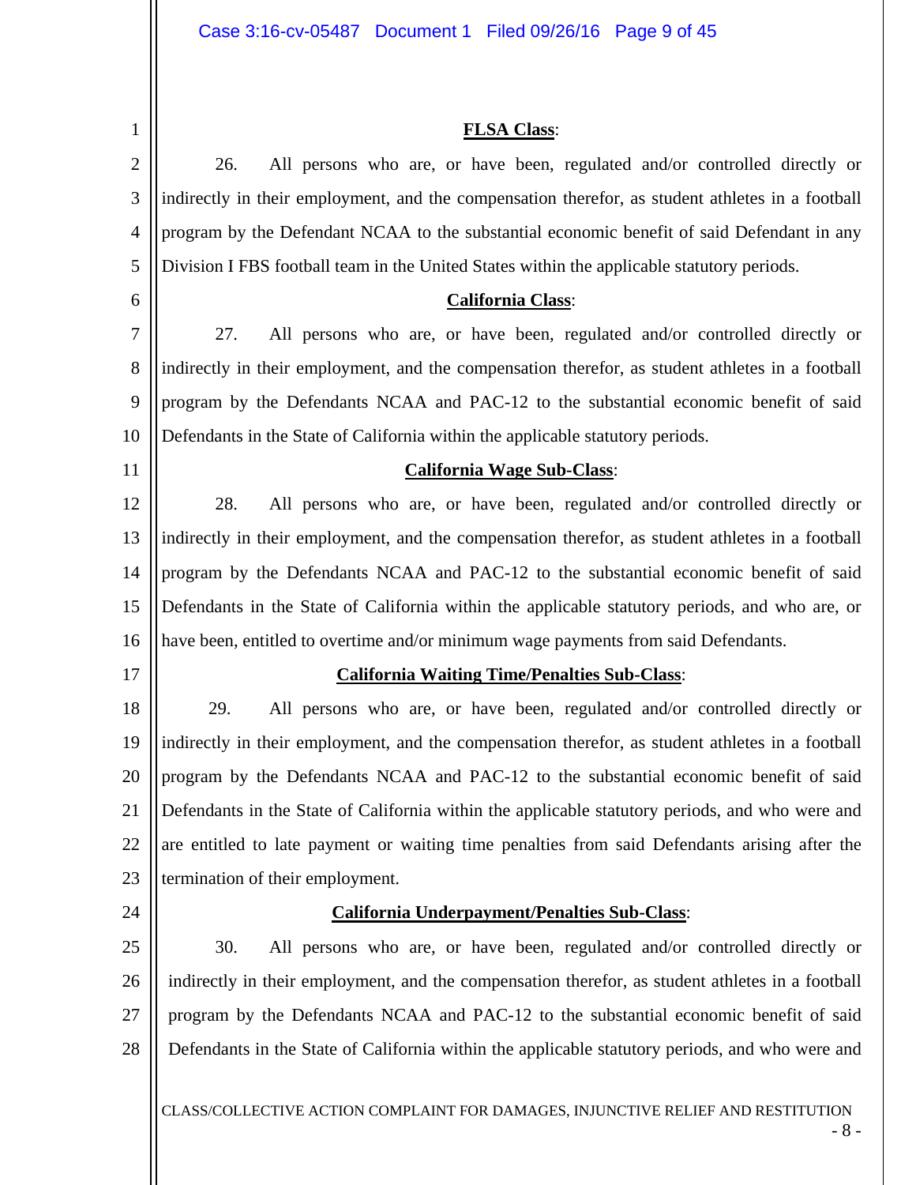**FLSA Class**:

26. All persons who are, or have been, regulated and/or controlled directly or indirectly in their employment, and the compensation therefor, as student athletes in a football program by the Defendant NCAA to the substantial economic benefit of said Defendant in any Division I FBS football team in the United States within the applicable statutory periods.

**California Class**:

27. All persons who are, or have been, regulated and/or controlled directly or indirectly in their employment, and the compensation therefor, as student athletes in a football program by the Defendants NCAA and PAC-12 to the substantial economic benefit of said Defendants in the State of California within the applicable statutory periods.

**California Wage Sub-Class**:

28. All persons who are, or have been, regulated and/or controlled directly or indirectly in their employment, and the compensation therefor, as student athletes in a football program by the Defendants NCAA and PAC-12 to the substantial economic benefit of said Defendants in the State of California within the applicable statutory periods, and who are, or have been, entitled to overtime and/or minimum wage payments from said Defendants.

**California Waiting Time/Penalties Sub-Class**:

29. All persons who are, or have been, regulated and/or controlled directly or indirectly in their employment, and the compensation therefor, as student athletes in a football program by the Defendants NCAA and PAC-12 to the substantial economic benefit of said Defendants in the State of California within the applicable statutory periods, and who were and are entitled to late payment or waiting time penalties from said Defendants arising after the termination of their employment.

**California Underpayment/Penalties Sub-Class**:

30. All persons who are, or have been, regulated and/or controlled directly or indirectly in their employment, and the compensation therefor, as student athletes in a football program by the Defendants NCAA and PAC-12 to the substantial economic benefit of said Defendants in the State of California within the applicable statutory periods, and who were and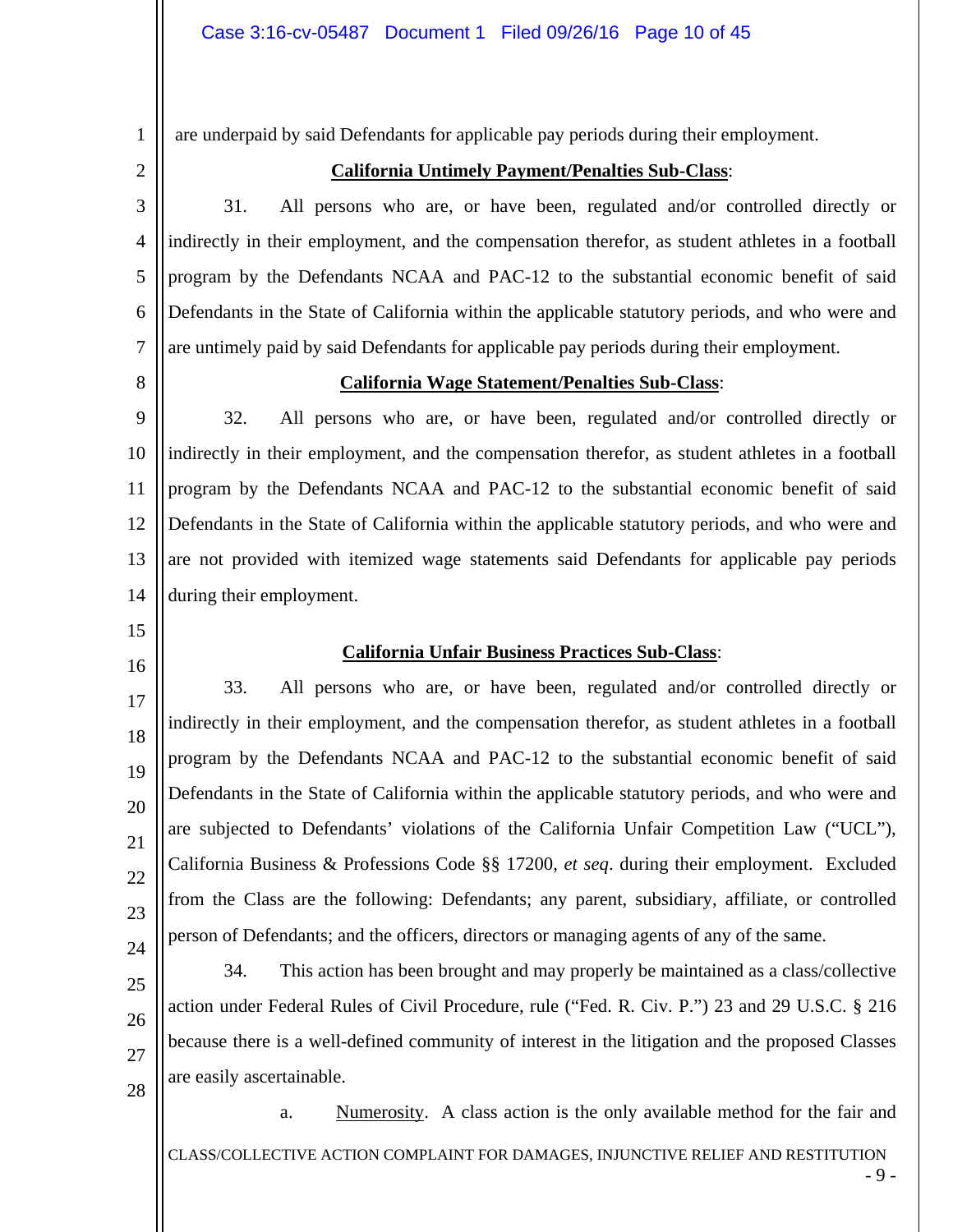are underpaid by said Defendants for applicable pay periods during their employment.

**California Untimely Payment/Penalties Sub-Class**:

31. All persons who are, or have been, regulated and/or controlled directly or indirectly in their employment, and the compensation therefor, as student athletes in a football program by the Defendants NCAA and PAC-12 to the substantial economic benefit of said Defendants in the State of California within the applicable statutory periods, and who were and are untimely paid by said Defendants for applicable pay periods during their employment.

**California Wage Statement/Penalties Sub-Class**:

32. All persons who are, or have been, regulated and/or controlled directly or indirectly in their employment, and the compensation therefor, as student athletes in a football program by the Defendants NCAA and PAC-12 to the substantial economic benefit of said Defendants in the State of California within the applicable statutory periods, and who were and are not provided with itemized wage statements said Defendants for applicable pay periods during their employment.

**California Unfair Business Practices Sub-Class**:

33. All persons who are, or have been, regulated and/or controlled directly or indirectly in their employment, and the compensation therefor, as student athletes in a football program by the Defendants NCAA and PAC-12 to the substantial economic benefit of said Defendants in the State of California within the applicable statutory periods, and who were and are subjected to Defendants' violations of the California Unfair Competition Law ("UCL"), California Business & Professions Code §§ 17200, *et seq*. during their employment. Excluded from the Class are the following: Defendants; any parent, subsidiary, affiliate, or controlled person of Defendants; and the officers, directors or managing agents of any of the same.

34. This action has been brought and may properly be maintained as a class/collective action under Federal Rules of Civil Procedure, rule ("Fed. R. Civ. P.") 23 and 29 U.S.C. § 216 because there is a well-defined community of interest in the litigation and the proposed Classes are easily ascertainable.

a. Numerosity. A class action is the only available method for the fair and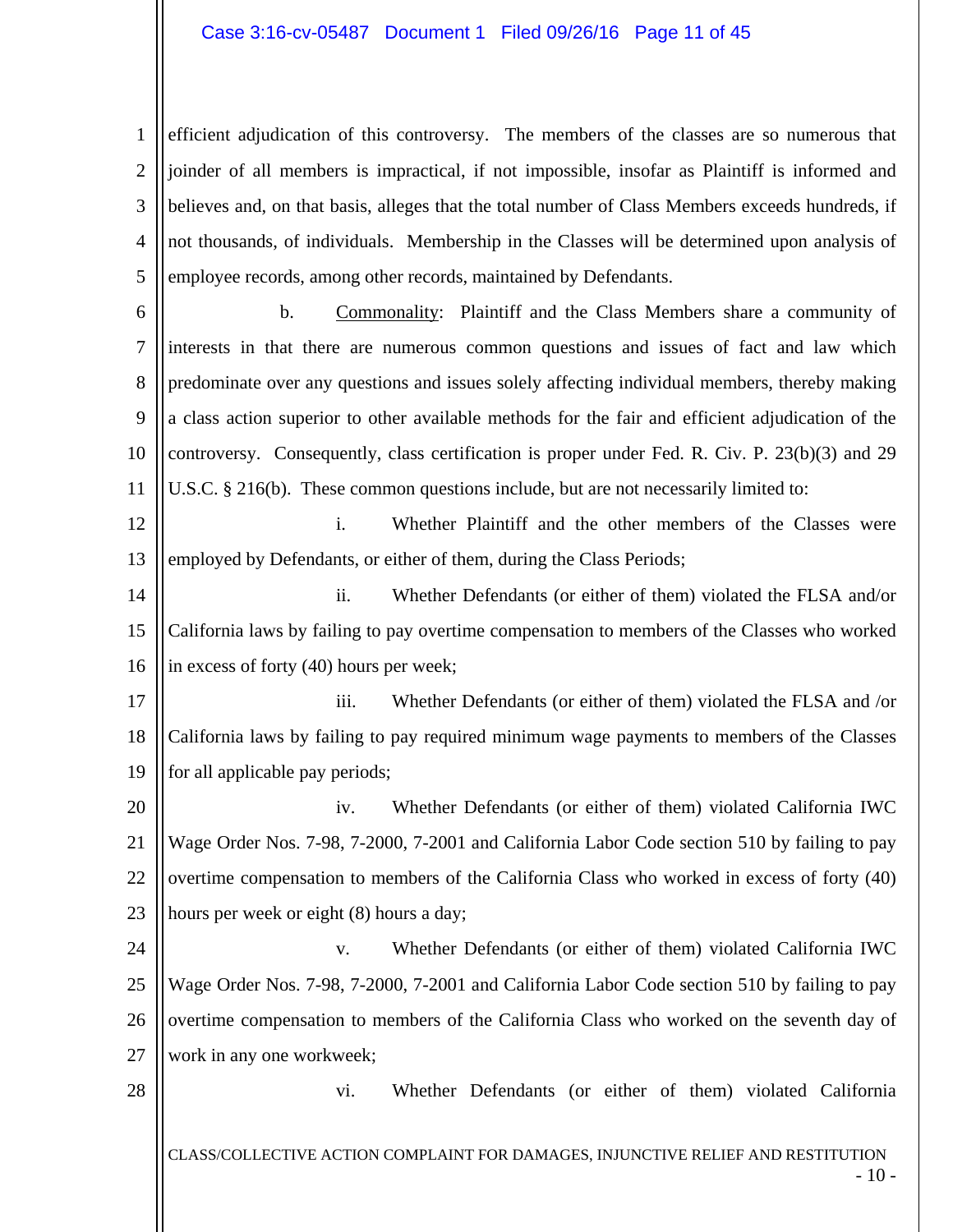efficient adjudication of this controversy. The members of the classes are so numerous that joinder of all members is impractical, if not impossible, insofar as Plaintiff is informed and believes and, on that basis, alleges that the total number of Class Members exceeds hundreds, if not thousands, of individuals. Membership in the Classes will be determined upon analysis of employee records, among other records, maintained by Defendants.

b. Commonality: Plaintiff and the Class Members share a community of interests in that there are numerous common questions and issues of fact and law which predominate over any questions and issues solely affecting individual members, thereby making a class action superior to other available methods for the fair and efficient adjudication of the controversy. Consequently, class certification is proper under Fed. R. Civ. P. 23(b)(3) and 29 U.S.C. § 216(b). These common questions include, but are not necessarily limited to:

i. Whether Plaintiff and the other members of the Classes were employed by Defendants, or either of them, during the Class Periods;

ii. Whether Defendants (or either of them) violated the FLSA and/or California laws by failing to pay overtime compensation to members of the Classes who worked in excess of forty (40) hours per week;

iii. Whether Defendants (or either of them) violated the FLSA and /or California laws by failing to pay required minimum wage payments to members of the Classes for all applicable pay periods;

iv. Whether Defendants (or either of them) violated California IWC Wage Order Nos. 7-98, 7-2000, 7-2001 and California Labor Code section 510 by failing to pay overtime compensation to members of the California Class who worked in excess of forty (40) hours per week or eight (8) hours a day;

v. Whether Defendants (or either of them) violated California IWC Wage Order Nos. 7-98, 7-2000, 7-2001 and California Labor Code section 510 by failing to pay overtime compensation to members of the California Class who worked on the seventh day of work in any one workweek;

vi. Whether Defendants (or either of them) violated California

CLASS/COLLECTIVE ACTION COMPLAINT FOR DAMAGES, INJUNCTIVE RELIEF AND RESTITUTION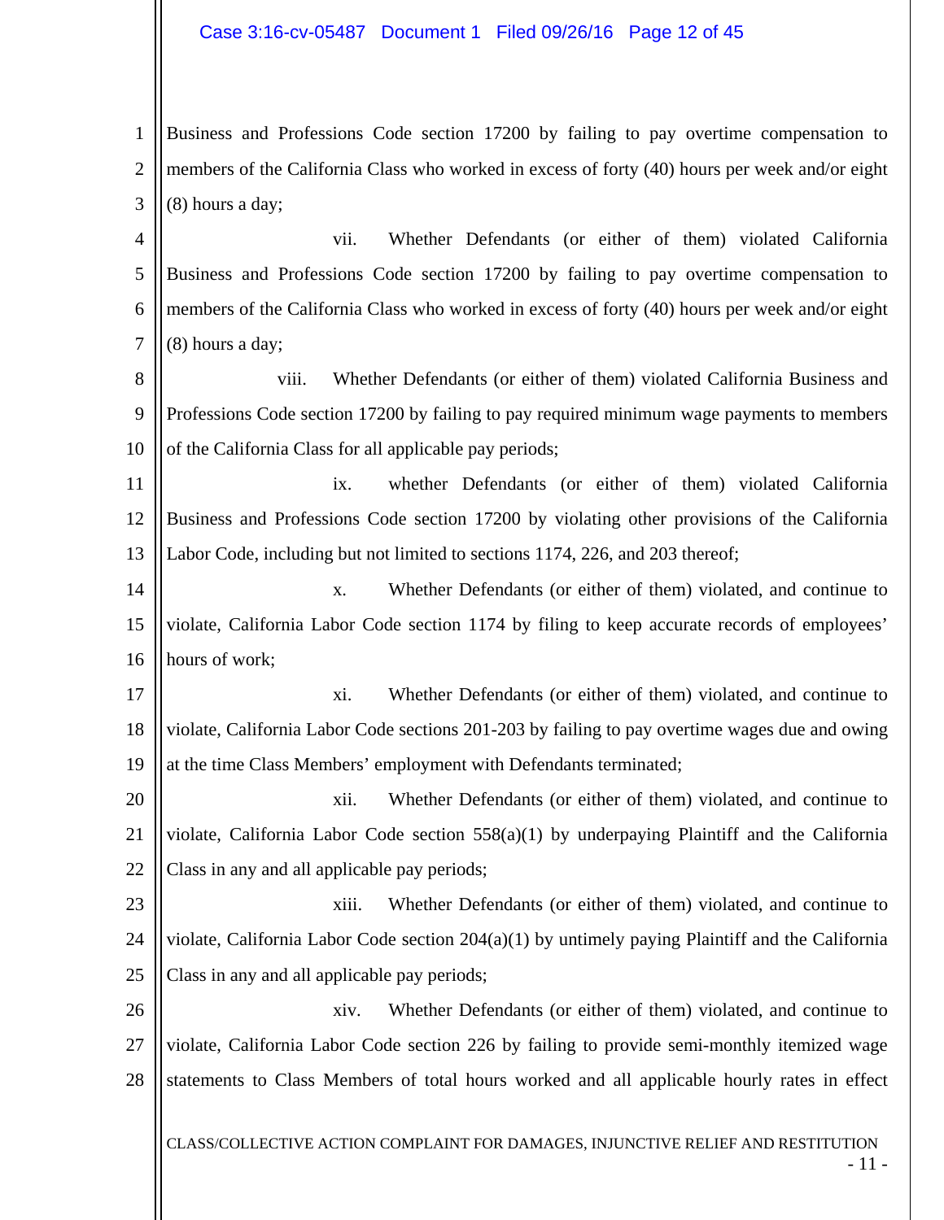Business and Professions Code section 17200 by failing to pay overtime compensation to members of the California Class who worked in excess of forty (40) hours per week and/or eight (8) hours a day;

vii. Whether Defendants (or either of them) violated California Business and Professions Code section 17200 by failing to pay overtime compensation to members of the California Class who worked in excess of forty (40) hours per week and/or eight (8) hours a day;

viii. Whether Defendants (or either of them) violated California Business and Professions Code section 17200 by failing to pay required minimum wage payments to members of the California Class for all applicable pay periods;

ix. whether Defendants (or either of them) violated California Business and Professions Code section 17200 by violating other provisions of the California Labor Code, including but not limited to sections 1174, 226, and 203 thereof;

x. Whether Defendants (or either of them) violated, and continue to violate, California Labor Code section 1174 by filing to keep accurate records of employees' hours of work;

xi. Whether Defendants (or either of them) violated, and continue to violate, California Labor Code sections 201-203 by failing to pay overtime wages due and owing at the time Class Members' employment with Defendants terminated;

xii. Whether Defendants (or either of them) violated, and continue to violate, California Labor Code section 558(a)(1) by underpaying Plaintiff and the California Class in any and all applicable pay periods;

xiii. Whether Defendants (or either of them) violated, and continue to violate, California Labor Code section 204(a)(1) by untimely paying Plaintiff and the California Class in any and all applicable pay periods;

xiv. Whether Defendants (or either of them) violated, and continue to violate, California Labor Code section 226 by failing to provide semi-monthly itemized wage statements to Class Members of total hours worked and all applicable hourly rates in effect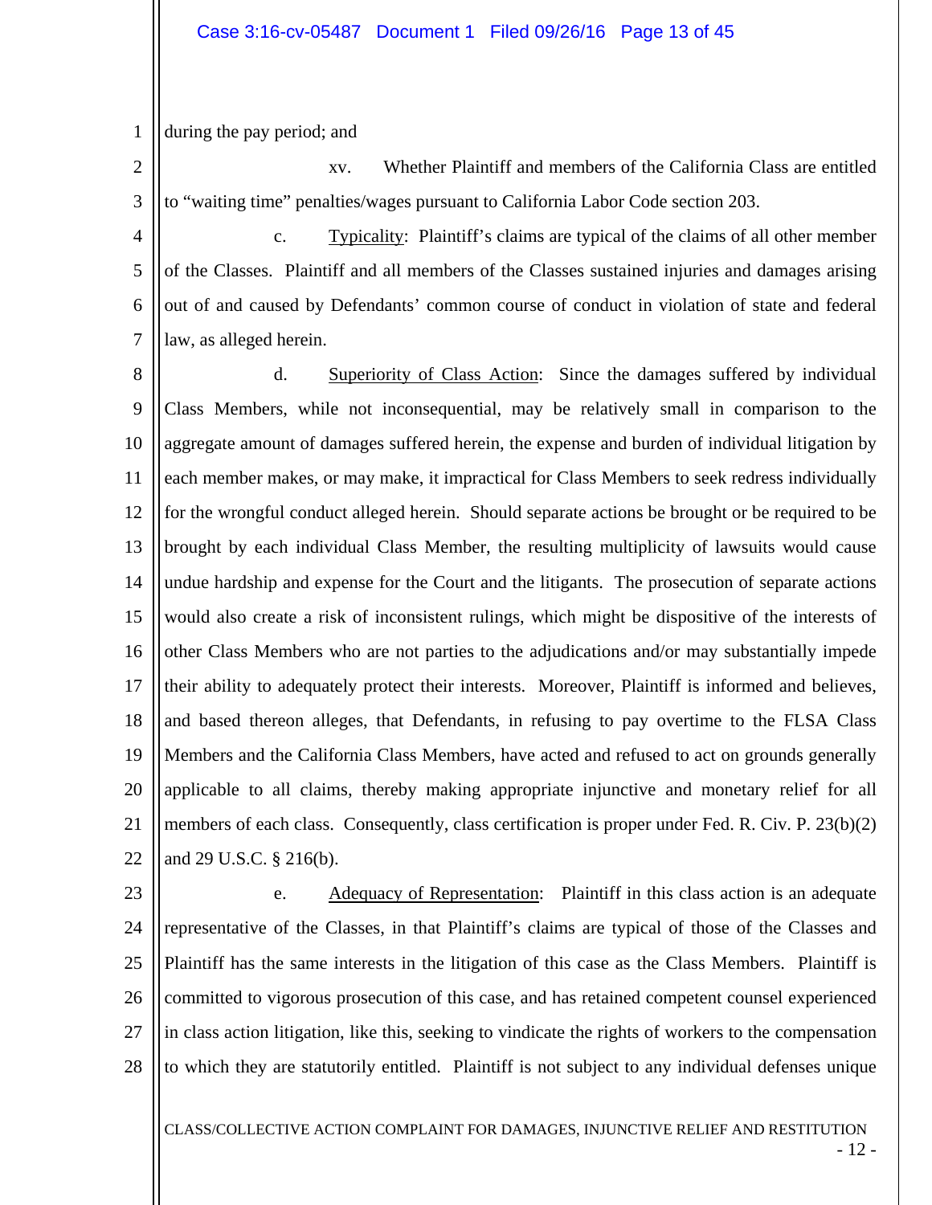during the pay period; and

xv. Whether Plaintiff and members of the California Class are entitled to "waiting time" penalties/wages pursuant to California Labor Code section 203.

c. Typicality: Plaintiff's claims are typical of the claims of all other member of the Classes. Plaintiff and all members of the Classes sustained injuries and damages arising out of and caused by Defendants' common course of conduct in violation of state and federal law, as alleged herein.

d. Superiority of Class Action: Since the damages suffered by individual Class Members, while not inconsequential, may be relatively small in comparison to the aggregate amount of damages suffered herein, the expense and burden of individual litigation by each member makes, or may make, it impractical for Class Members to seek redress individually for the wrongful conduct alleged herein. Should separate actions be brought or be required to be brought by each individual Class Member, the resulting multiplicity of lawsuits would cause undue hardship and expense for the Court and the litigants. The prosecution of separate actions would also create a risk of inconsistent rulings, which might be dispositive of the interests of other Class Members who are not parties to the adjudications and/or may substantially impede their ability to adequately protect their interests. Moreover, Plaintiff is informed and believes, and based thereon alleges, that Defendants, in refusing to pay overtime to the FLSA Class Members and the California Class Members, have acted and refused to act on grounds generally applicable to all claims, thereby making appropriate injunctive and monetary relief for all members of each class. Consequently, class certification is proper under Fed. R. Civ. P. 23(b)(2) and 29 U.S.C. § 216(b).

e. Adequacy of Representation: Plaintiff in this class action is an adequate representative of the Classes, in that Plaintiff's claims are typical of those of the Classes and Plaintiff has the same interests in the litigation of this case as the Class Members. Plaintiff is committed to vigorous prosecution of this case, and has retained competent counsel experienced in class action litigation, like this, seeking to vindicate the rights of workers to the compensation to which they are statutorily entitled. Plaintiff is not subject to any individual defenses unique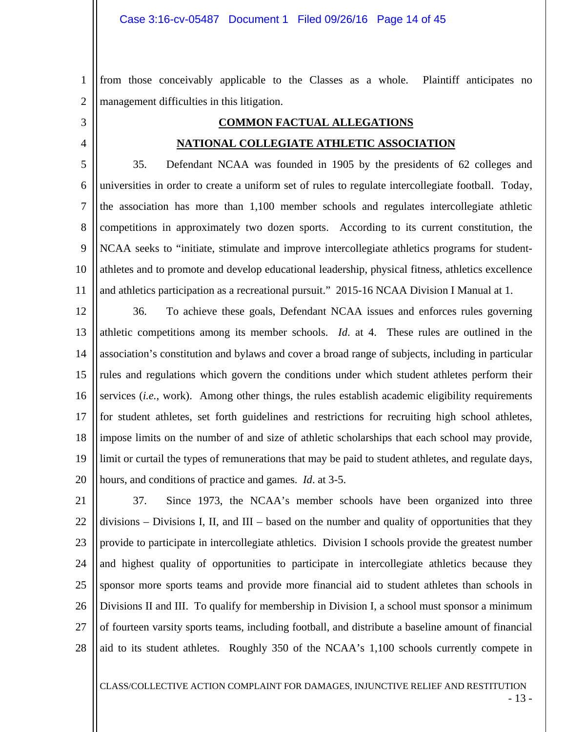from those conceivably applicable to the Classes as a whole. Plaintiff anticipates no management difficulties in this litigation.

## COMMON FACTUAL ALLEGATIONS

## NATIONAL COLLEGIATE ATHLETIC ASSOCIATION

35. Defendant NCAA was founded in 1905 by the presidents of 62 colleges and universities in order to create a uniform set of rules to regulate intercollegiate football. Today, the association has more than 1,100 member schools and regulates intercollegiate athletic competitions in approximately two dozen sports. According to its current constitution, the NCAA seeks to "initiate, stimulate and improve intercollegiate athletics programs for student-athletes and to promote and develop educational leadership, physical fitness, athletics excellence and athletics participation as a recreational pursuit." 2015-16 NCAA Division I Manual at 1.

36. To achieve these goals, Defendant NCAA issues and enforces rules governing athletic competitions among its member schools. *Id*. at 4. These rules are outlined in the association's constitution and bylaws and cover a broad range of subjects, including in particular rules and regulations which govern the conditions under which student athletes perform their services (*i.e.*, work). Among other things, the rules establish academic eligibility requirements for student athletes, set forth guidelines and restrictions for recruiting high school athletes, impose limits on the number of and size of athletic scholarships that each school may provide, limit or curtail the types of remunerations that may be paid to student athletes, and regulate days, hours, and conditions of practice and games. *Id*. at 3-5.

37. Since 1973, the NCAA's member schools have been organized into three divisions – Divisions I, II, and III – based on the number and quality of opportunities that they provide to participate in intercollegiate athletics. Division I schools provide the greatest number and highest quality of opportunities to participate in intercollegiate athletics because they sponsor more sports teams and provide more financial aid to student athletes than schools in Divisions II and III. To qualify for membership in Division I, a school must sponsor a minimum of fourteen varsity sports teams, including football, and distribute a baseline amount of financial aid to its student athletes. Roughly 350 of the NCAA's 1,100 schools currently compete in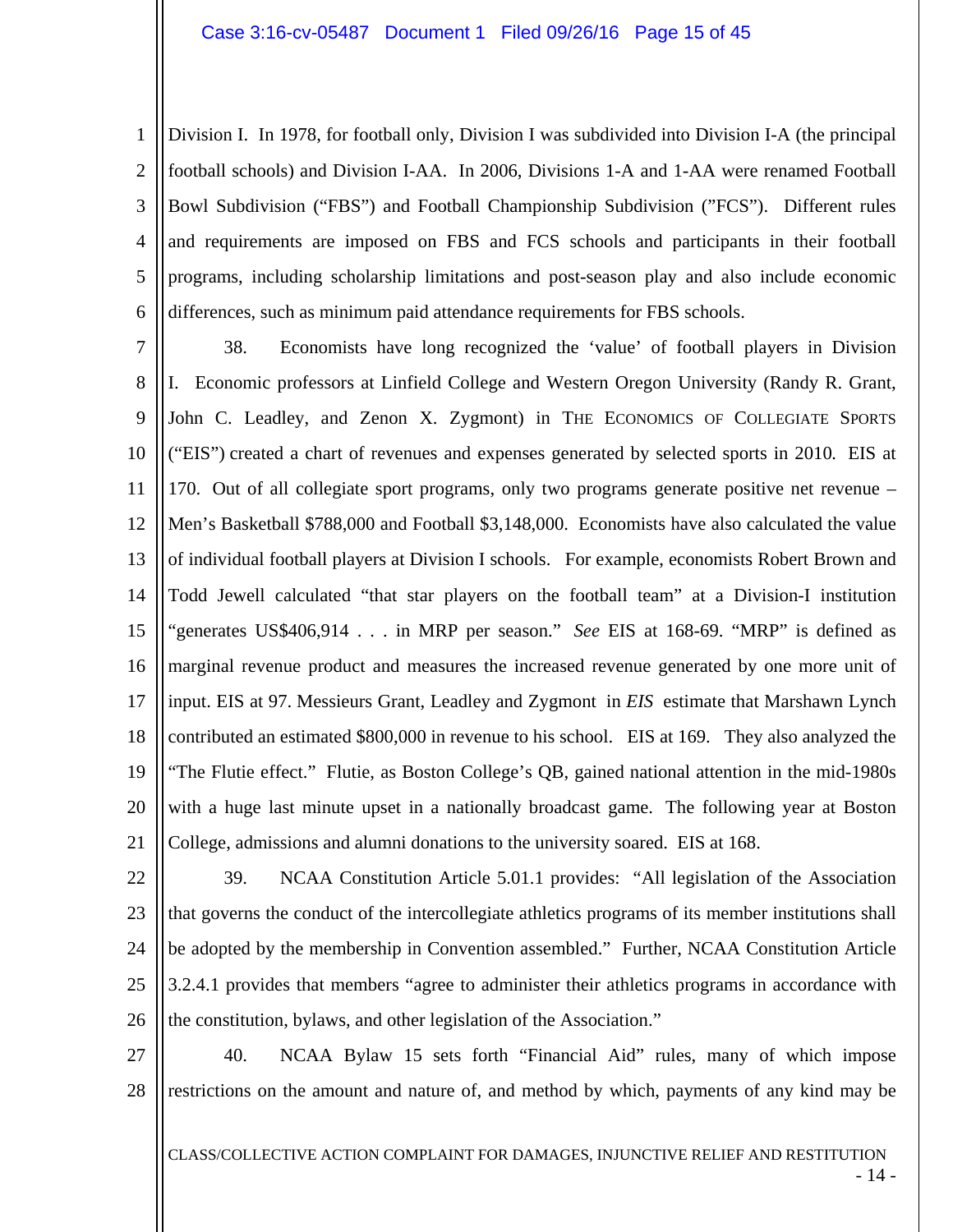Division I. In 1978, for football only, Division I was subdivided into Division I-A (the principal football schools) and Division I-AA. In 2006, Divisions 1-A and 1-AA were renamed Football Bowl Subdivision ("FBS") and Football Championship Subdivision ("FCS"). Different rules and requirements are imposed on FBS and FCS schools and participants in their football programs, including scholarship limitations and post-season play and also include economic differences, such as minimum paid attendance requirements for FBS schools.

38. Economists have long recognized the 'value' of football players in Division I. Economic professors at Linfield College and Western Oregon University (Randy R. Grant, John C. Leadley, and Zenon X. Zygmont) in THE ECONOMICS OF COLLEGIATE SPORTS ("EIS") created a chart of revenues and expenses generated by selected sports in 2010. EIS at 170. Out of all collegiate sport programs, only two programs generate positive net revenue – Men's Basketball $788,000 and Football $3,148,000. Economists have also calculated the value of individual football players at Division I schools. For example, economists Robert Brown and Todd Jewell calculated "that star players on the football team" at a Division-I institution "generates US$406,914 . . . in MRP per season." *See* EIS at 168-69. "MRP" is defined as marginal revenue product and measures the increased revenue generated by one more unit of input. EIS at 97. Messieurs Grant, Leadley and Zygmont in *EIS* estimate that Marshawn Lynch contributed an estimated $800,000 in revenue to his school. EIS at 169. They also analyzed the "The Flutie effect." Flutie, as Boston College's QB, gained national attention in the mid-1980s with a huge last minute upset in a nationally broadcast game. The following year at Boston College, admissions and alumni donations to the university soared. EIS at 168.

39. NCAA Constitution Article 5.01.1 provides: "All legislation of the Association that governs the conduct of the intercollegiate athletics programs of its member institutions shall be adopted by the membership in Convention assembled." Further, NCAA Constitution Article 3.2.4.1 provides that members "agree to administer their athletics programs in accordance with the constitution, bylaws, and other legislation of the Association."

40. NCAA Bylaw 15 sets forth "Financial Aid" rules, many of which impose restrictions on the amount and nature of, and method by which, payments of any kind may be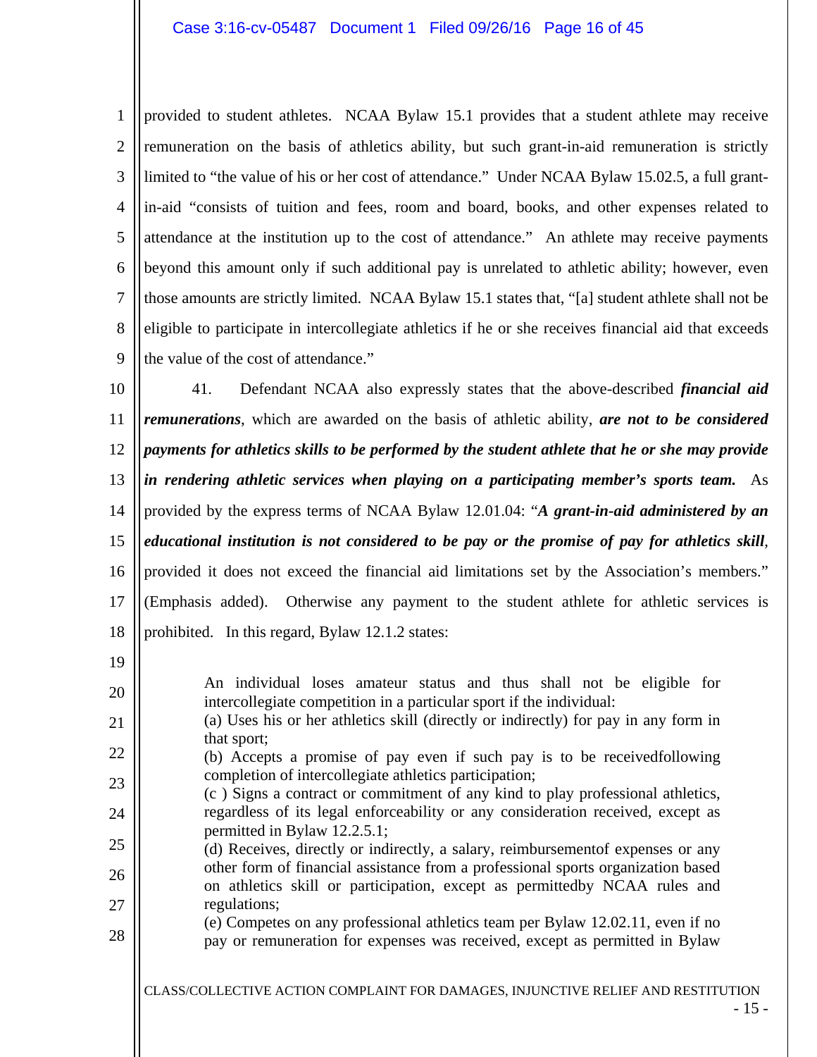provided to student athletes. NCAA Bylaw 15.1 provides that a student athlete may receive remuneration on the basis of athletics ability, but such grant-in-aid remuneration is strictly limited to "the value of his or her cost of attendance." Under NCAA Bylaw 15.02.5, a full grant-in-aid "consists of tuition and fees, room and board, books, and other expenses related to attendance at the institution up to the cost of attendance." An athlete may receive payments beyond this amount only if such additional pay is unrelated to athletic ability; however, even those amounts are strictly limited. NCAA Bylaw 15.1 states that, "[a] student athlete shall not be eligible to participate in intercollegiate athletics if he or she receives financial aid that exceeds the value of the cost of attendance."

41. Defendant NCAA also expressly states that the above-described ***financial aid remunerations***, which are awarded on the basis of athletic ability, ***are not to be considered payments for athletics skills to be performed by the student athlete that he or she may provide in rendering athletic services when playing on a participating member's sports team.*** As provided by the express terms of NCAA Bylaw 12.01.04: "***A grant-in-aid administered by an educational institution is not considered to be pay or the promise of pay for athletics skill***, provided it does not exceed the financial aid limitations set by the Association's members." (Emphasis added). Otherwise any payment to the student athlete for athletic services is prohibited. In this regard, Bylaw 12.1.2 states:

> An individual loses amateur status and thus shall not be eligible for intercollegiate competition in a particular sport if the individual:
> (a) Uses his or her athletics skill (directly or indirectly) for pay in any form in that sport;
> (b) Accepts a promise of pay even if such pay is to be receivedfollowing completion of intercollegiate athletics participation;
> (c ) Signs a contract or commitment of any kind to play professional athletics, regardless of its legal enforceability or any consideration received, except as permitted in Bylaw 12.2.5.1;
> (d) Receives, directly or indirectly, a salary, reimbursementof expenses or any other form of financial assistance from a professional sports organization based on athletics skill or participation, except as permittedby NCAA rules and regulations;
> (e) Competes on any professional athletics team per Bylaw 12.02.11, even if no pay or remuneration for expenses was received, except as permitted in Bylaw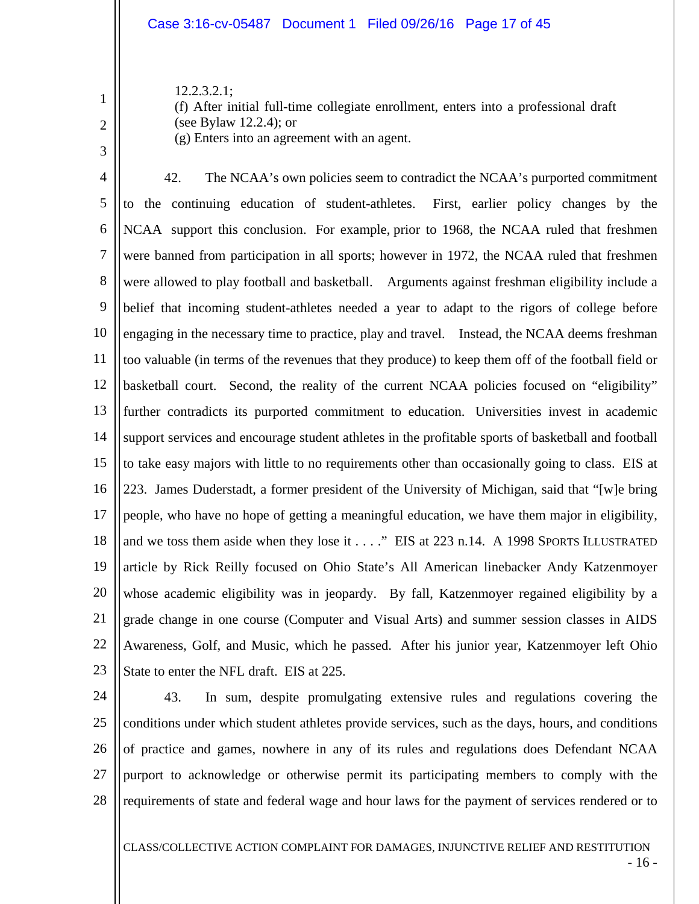12.2.3.2.1;
(f) After initial full-time collegiate enrollment, enters into a professional draft (see Bylaw 12.2.4); or
(g) Enters into an agreement with an agent.

42. The NCAA's own policies seem to contradict the NCAA's purported commitment to the continuing education of student-athletes. First, earlier policy changes by the NCAA support this conclusion. For example, prior to 1968, the NCAA ruled that freshmen were banned from participation in all sports; however in 1972, the NCAA ruled that freshmen were allowed to play football and basketball. Arguments against freshman eligibility include a belief that incoming student-athletes needed a year to adapt to the rigors of college before engaging in the necessary time to practice, play and travel. Instead, the NCAA deems freshman too valuable (in terms of the revenues that they produce) to keep them off of the football field or basketball court. Second, the reality of the current NCAA policies focused on "eligibility" further contradicts its purported commitment to education. Universities invest in academic support services and encourage student athletes in the profitable sports of basketball and football to take easy majors with little to no requirements other than occasionally going to class. EIS at 223. James Duderstadt, a former president of the University of Michigan, said that "[w]e bring people, who have no hope of getting a meaningful education, we have them major in eligibility, and we toss them aside when they lose it . . . ." EIS at 223 n.14. A 1998 SPORTS ILLUSTRATED article by Rick Reilly focused on Ohio State's All American linebacker Andy Katzenmoyer whose academic eligibility was in jeopardy. By fall, Katzenmoyer regained eligibility by a grade change in one course (Computer and Visual Arts) and summer session classes in AIDS Awareness, Golf, and Music, which he passed. After his junior year, Katzenmoyer left Ohio State to enter the NFL draft. EIS at 225.

43. In sum, despite promulgating extensive rules and regulations covering the conditions under which student athletes provide services, such as the days, hours, and conditions of practice and games, nowhere in any of its rules and regulations does Defendant NCAA purport to acknowledge or otherwise permit its participating members to comply with the requirements of state and federal wage and hour laws for the payment of services rendered or to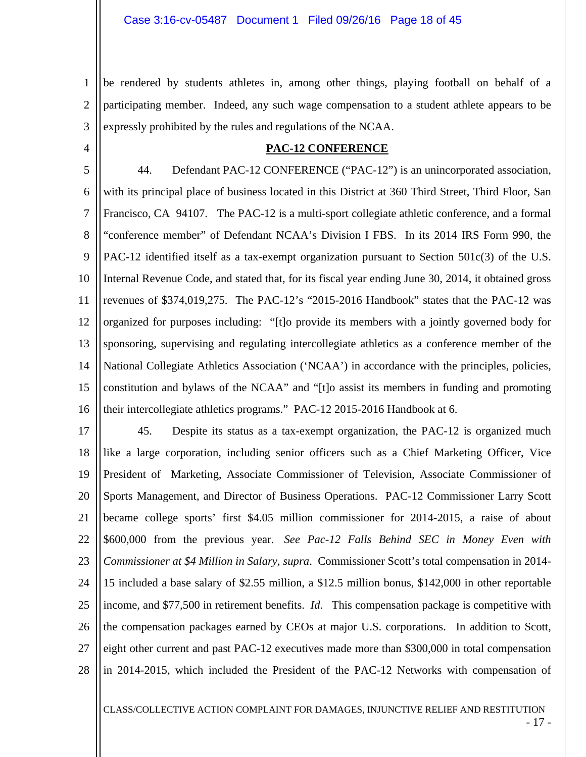be rendered by students athletes in, among other things, playing football on behalf of a participating member. Indeed, any such wage compensation to a student athlete appears to be expressly prohibited by the rules and regulations of the NCAA.

## PAC-12 CONFERENCE

44. Defendant PAC-12 CONFERENCE ("PAC-12") is an unincorporated association, with its principal place of business located in this District at 360 Third Street, Third Floor, San Francisco, CA 94107. The PAC-12 is a multi-sport collegiate athletic conference, and a formal "conference member" of Defendant NCAA's Division I FBS. In its 2014 IRS Form 990, the PAC-12 identified itself as a tax-exempt organization pursuant to Section 501c(3) of the U.S. Internal Revenue Code, and stated that, for its fiscal year ending June 30, 2014, it obtained gross revenues of $374,019,275. The PAC-12's "2015-2016 Handbook" states that the PAC-12 was organized for purposes including: "[t]o provide its members with a jointly governed body for sponsoring, supervising and regulating intercollegiate athletics as a conference member of the National Collegiate Athletics Association ('NCAA') in accordance with the principles, policies, constitution and bylaws of the NCAA" and "[t]o assist its members in funding and promoting their intercollegiate athletics programs." PAC-12 2015-2016 Handbook at 6.

45. Despite its status as a tax-exempt organization, the PAC-12 is organized much like a large corporation, including senior officers such as a Chief Marketing Officer, Vice President of Marketing, Associate Commissioner of Television, Associate Commissioner of Sports Management, and Director of Business Operations. PAC-12 Commissioner Larry Scott became college sports' first $4.05 million commissioner for 2014-2015, a raise of about $600,000 from the previous year. *See Pac-12 Falls Behind SEC in Money Even with Commissioner at $4 Million in Salary*, *supra*. Commissioner Scott's total compensation in 2014-15 included a base salary of $2.55 million, a $12.5 million bonus, $142,000 in other reportable income, and $77,500 in retirement benefits. *Id.* This compensation package is competitive with the compensation packages earned by CEOs at major U.S. corporations. In addition to Scott, eight other current and past PAC-12 executives made more than $300,000 in total compensation in 2014-2015, which included the President of the PAC-12 Networks with compensation of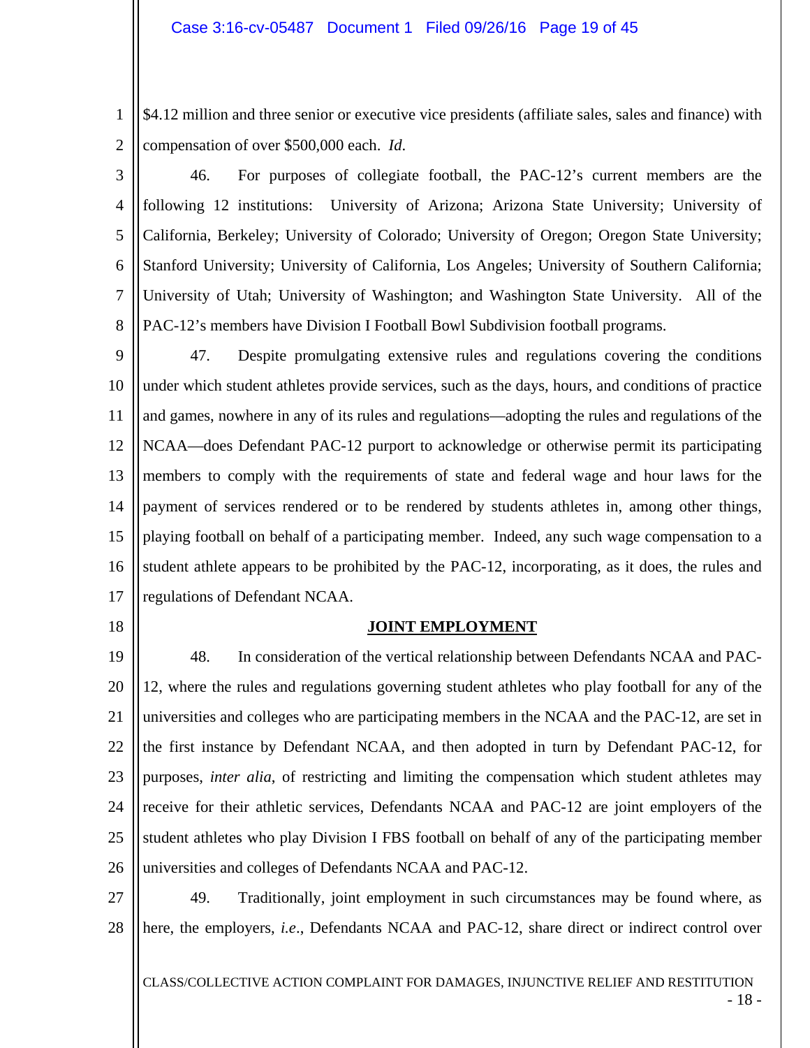$4.12 million and three senior or executive vice presidents (affiliate sales, sales and finance) with compensation of over $500,000 each. *Id*.

46. For purposes of collegiate football, the PAC-12's current members are the following 12 institutions: University of Arizona; Arizona State University; University of California, Berkeley; University of Colorado; University of Oregon; Oregon State University; Stanford University; University of California, Los Angeles; University of Southern California; University of Utah; University of Washington; and Washington State University. All of the PAC-12's members have Division I Football Bowl Subdivision football programs.

47. Despite promulgating extensive rules and regulations covering the conditions under which student athletes provide services, such as the days, hours, and conditions of practice and games, nowhere in any of its rules and regulations—adopting the rules and regulations of the NCAA—does Defendant PAC-12 purport to acknowledge or otherwise permit its participating members to comply with the requirements of state and federal wage and hour laws for the payment of services rendered or to be rendered by students athletes in, among other things, playing football on behalf of a participating member. Indeed, any such wage compensation to a student athlete appears to be prohibited by the PAC-12, incorporating, as it does, the rules and regulations of Defendant NCAA.

**JOINT EMPLOYMENT**

48. In consideration of the vertical relationship between Defendants NCAA and PAC-12, where the rules and regulations governing student athletes who play football for any of the universities and colleges who are participating members in the NCAA and the PAC-12, are set in the first instance by Defendant NCAA, and then adopted in turn by Defendant PAC-12, for purposes, *inter alia*, of restricting and limiting the compensation which student athletes may receive for their athletic services, Defendants NCAA and PAC-12 are joint employers of the student athletes who play Division I FBS football on behalf of any of the participating member universities and colleges of Defendants NCAA and PAC-12.

49. Traditionally, joint employment in such circumstances may be found where, as here, the employers, *i.e*., Defendants NCAA and PAC-12, share direct or indirect control over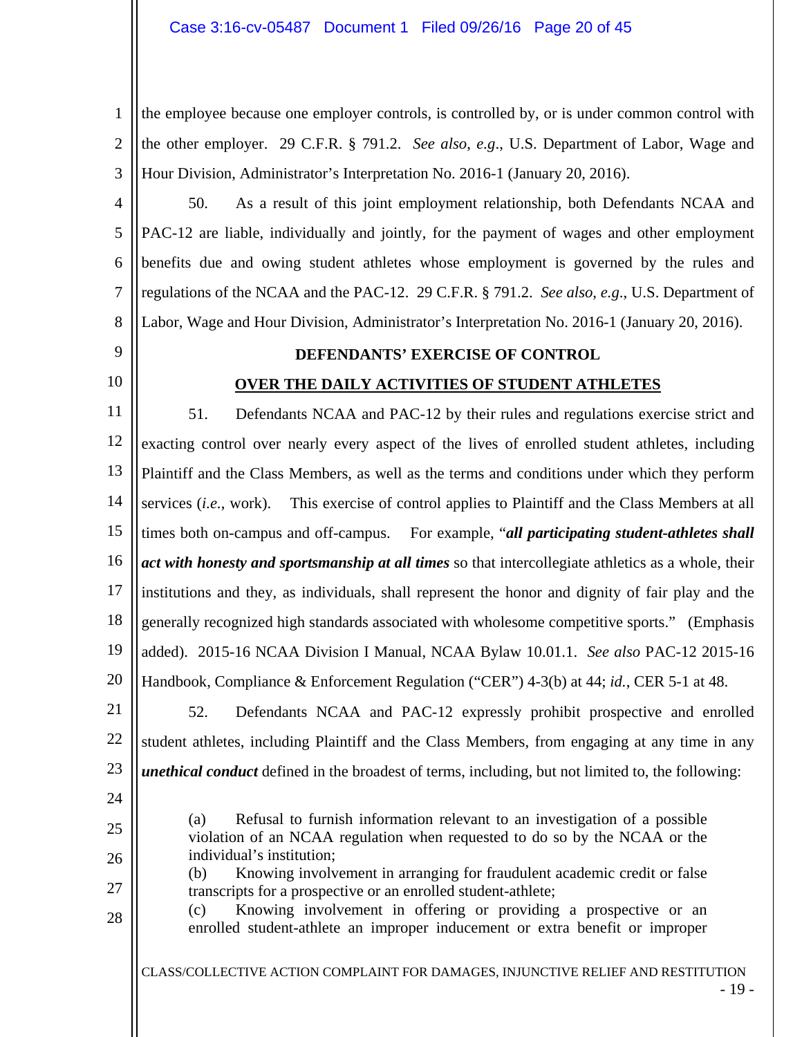the employee because one employer controls, is controlled by, or is under common control with the other employer. 29 C.F.R. § 791.2. *See also*, *e.g*., U.S. Department of Labor, Wage and Hour Division, Administrator's Interpretation No. 2016-1 (January 20, 2016).

50. As a result of this joint employment relationship, both Defendants NCAA and PAC-12 are liable, individually and jointly, for the payment of wages and other employment benefits due and owing student athletes whose employment is governed by the rules and regulations of the NCAA and the PAC-12. 29 C.F.R. § 791.2. *See also*, *e.g*., U.S. Department of Labor, Wage and Hour Division, Administrator's Interpretation No. 2016-1 (January 20, 2016).

## DEFENDANTS' EXERCISE OF CONTROL OVER THE DAILY ACTIVITIES OF STUDENT ATHLETES

51. Defendants NCAA and PAC-12 by their rules and regulations exercise strict and exacting control over nearly every aspect of the lives of enrolled student athletes, including Plaintiff and the Class Members, as well as the terms and conditions under which they perform services (*i.e.*, work). This exercise of control applies to Plaintiff and the Class Members at all times both on-campus and off-campus. For example, "***all participating student-athletes shall act with honesty and sportsmanship at all times*** so that intercollegiate athletics as a whole, their institutions and they, as individuals, shall represent the honor and dignity of fair play and the generally recognized high standards associated with wholesome competitive sports." (Emphasis added). 2015-16 NCAA Division I Manual, NCAA Bylaw 10.01.1. *See also* PAC-12 2015-16 Handbook, Compliance & Enforcement Regulation ("CER") 4-3(b) at 44; *id.*, CER 5-1 at 48.

52. Defendants NCAA and PAC-12 expressly prohibit prospective and enrolled student athletes, including Plaintiff and the Class Members, from engaging at any time in any ***unethical conduct*** defined in the broadest of terms, including, but not limited to, the following:

> (a) Refusal to furnish information relevant to an investigation of a possible violation of an NCAA regulation when requested to do so by the NCAA or the individual's institution;
> (b) Knowing involvement in arranging for fraudulent academic credit or false transcripts for a prospective or an enrolled student-athlete;
> (c) Knowing involvement in offering or providing a prospective or an enrolled student-athlete an improper inducement or extra benefit or improper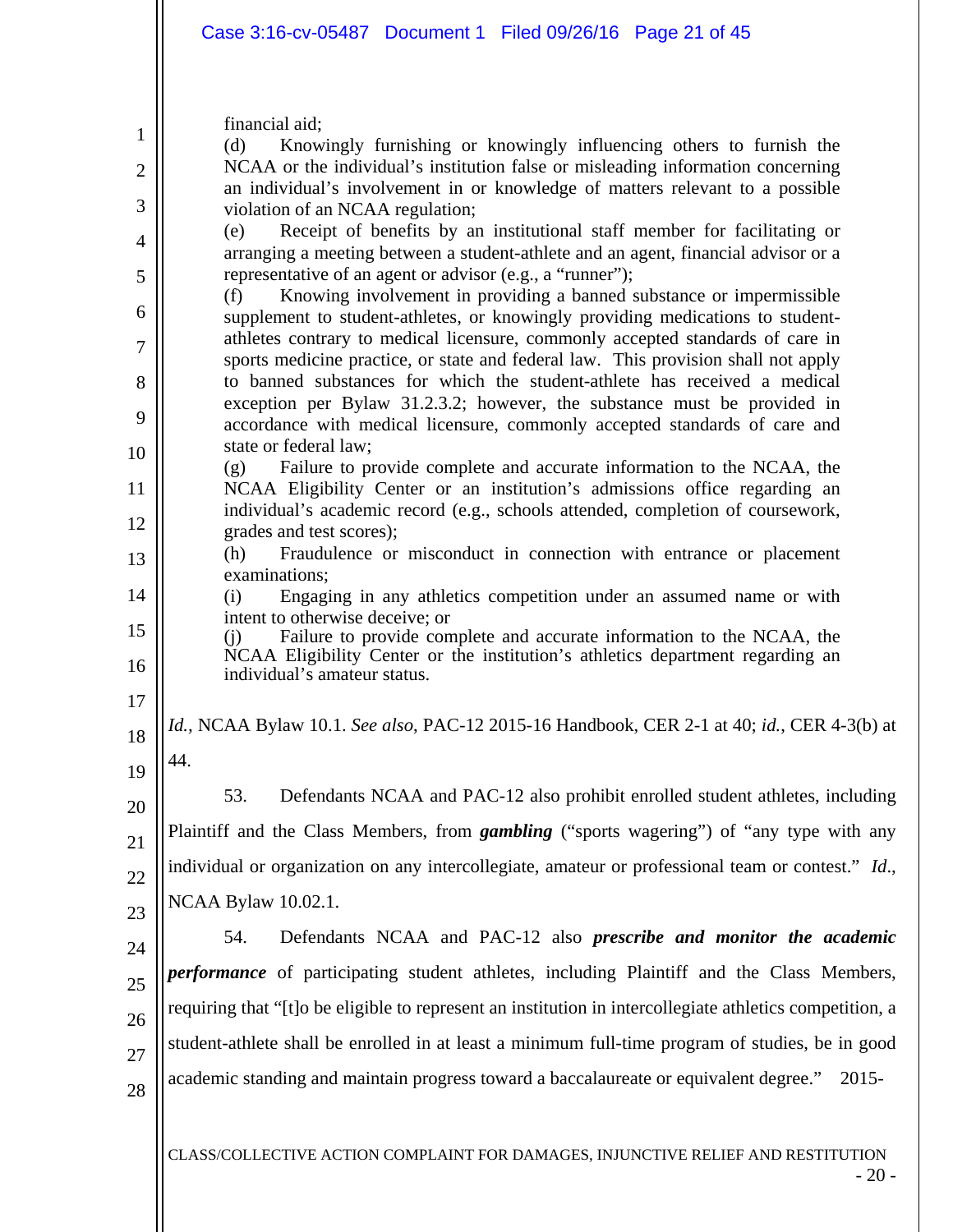financial aid;

(d) Knowingly furnishing or knowingly influencing others to furnish the NCAA or the individual's institution false or misleading information concerning an individual's involvement in or knowledge of matters relevant to a possible violation of an NCAA regulation;

(e) Receipt of benefits by an institutional staff member for facilitating or arranging a meeting between a student-athlete and an agent, financial advisor or a representative of an agent or advisor (e.g., a "runner");

(f) Knowing involvement in providing a banned substance or impermissible supplement to student-athletes, or knowingly providing medications to student-athletes contrary to medical licensure, commonly accepted standards of care in sports medicine practice, or state and federal law. This provision shall not apply to banned substances for which the student-athlete has received a medical exception per Bylaw 31.2.3.2; however, the substance must be provided in accordance with medical licensure, commonly accepted standards of care and state or federal law;

(g) Failure to provide complete and accurate information to the NCAA, the NCAA Eligibility Center or an institution's admissions office regarding an individual's academic record (e.g., schools attended, completion of coursework, grades and test scores);

(h) Fraudulence or misconduct in connection with entrance or placement examinations;

(i) Engaging in any athletics competition under an assumed name or with intent to otherwise deceive; or

(j) Failure to provide complete and accurate information to the NCAA, the NCAA Eligibility Center or the institution's athletics department regarding an individual's amateur status.

*Id.*, NCAA Bylaw 10.1. *See also*, PAC-12 2015-16 Handbook, CER 2-1 at 40; *id.*, CER 4-3(b) at 44.

53. Defendants NCAA and PAC-12 also prohibit enrolled student athletes, including Plaintiff and the Class Members, from ***gambling*** ("sports wagering") of "any type with any individual or organization on any intercollegiate, amateur or professional team or contest." *Id*., NCAA Bylaw 10.02.1.

54. Defendants NCAA and PAC-12 also ***prescribe and monitor the academic performance*** of participating student athletes, including Plaintiff and the Class Members, requiring that "[t]o be eligible to represent an institution in intercollegiate athletics competition, a student-athlete shall be enrolled in at least a minimum full-time program of studies, be in good academic standing and maintain progress toward a baccalaureate or equivalent degree." 2015-

CLASS/COLLECTIVE ACTION COMPLAINT FOR DAMAGES, INJUNCTIVE RELIEF AND RESTITUTION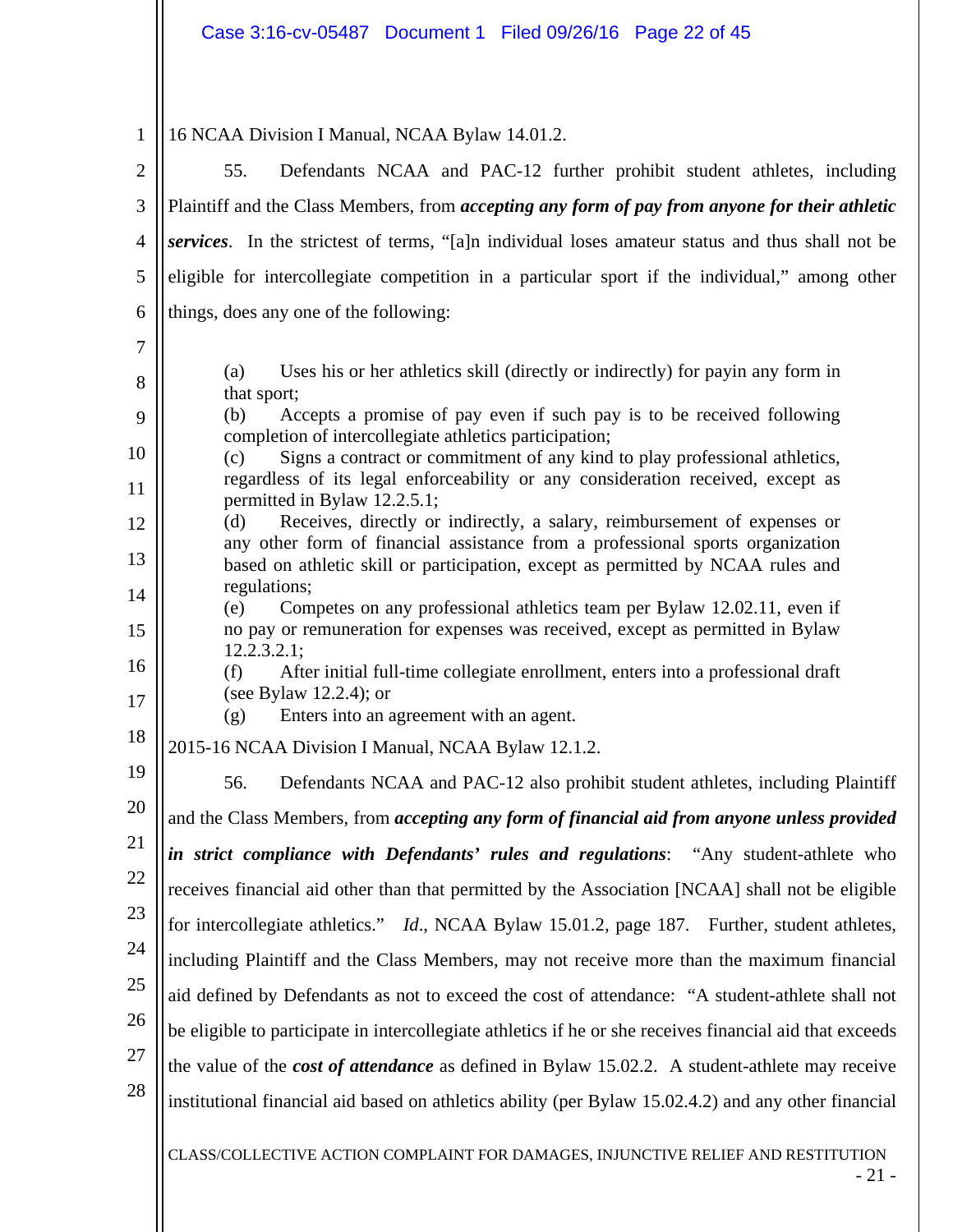16 NCAA Division I Manual, NCAA Bylaw 14.01.2.

55. Defendants NCAA and PAC-12 further prohibit student athletes, including Plaintiff and the Class Members, from ***accepting any form of pay from anyone for their athletic services***. In the strictest of terms, "[a]n individual loses amateur status and thus shall not be eligible for intercollegiate competition in a particular sport if the individual," among other things, does any one of the following:

> (a) Uses his or her athletics skill (directly or indirectly) for payin any form in that sport;
> (b) Accepts a promise of pay even if such pay is to be received following completion of intercollegiate athletics participation;
> (c) Signs a contract or commitment of any kind to play professional athletics, regardless of its legal enforceability or any consideration received, except as permitted in Bylaw 12.2.5.1;
> (d) Receives, directly or indirectly, a salary, reimbursement of expenses or any other form of financial assistance from a professional sports organization based on athletic skill or participation, except as permitted by NCAA rules and regulations;
> (e) Competes on any professional athletics team per Bylaw 12.02.11, even if no pay or remuneration for expenses was received, except as permitted in Bylaw 12.2.3.2.1;
> (f) After initial full-time collegiate enrollment, enters into a professional draft (see Bylaw 12.2.4); or
> (g) Enters into an agreement with an agent.

2015-16 NCAA Division I Manual, NCAA Bylaw 12.1.2.

56. Defendants NCAA and PAC-12 also prohibit student athletes, including Plaintiff and the Class Members, from ***accepting any form of financial aid from anyone unless provided in strict compliance with Defendants' rules and regulations***: "Any student-athlete who receives financial aid other than that permitted by the Association [NCAA] shall not be eligible for intercollegiate athletics." *Id*., NCAA Bylaw 15.01.2, page 187. Further, student athletes, including Plaintiff and the Class Members, may not receive more than the maximum financial aid defined by Defendants as not to exceed the cost of attendance: "A student-athlete shall not be eligible to participate in intercollegiate athletics if he or she receives financial aid that exceeds the value of the ***cost of attendance*** as defined in Bylaw 15.02.2. A student-athlete may receive institutional financial aid based on athletics ability (per Bylaw 15.02.4.2) and any other financial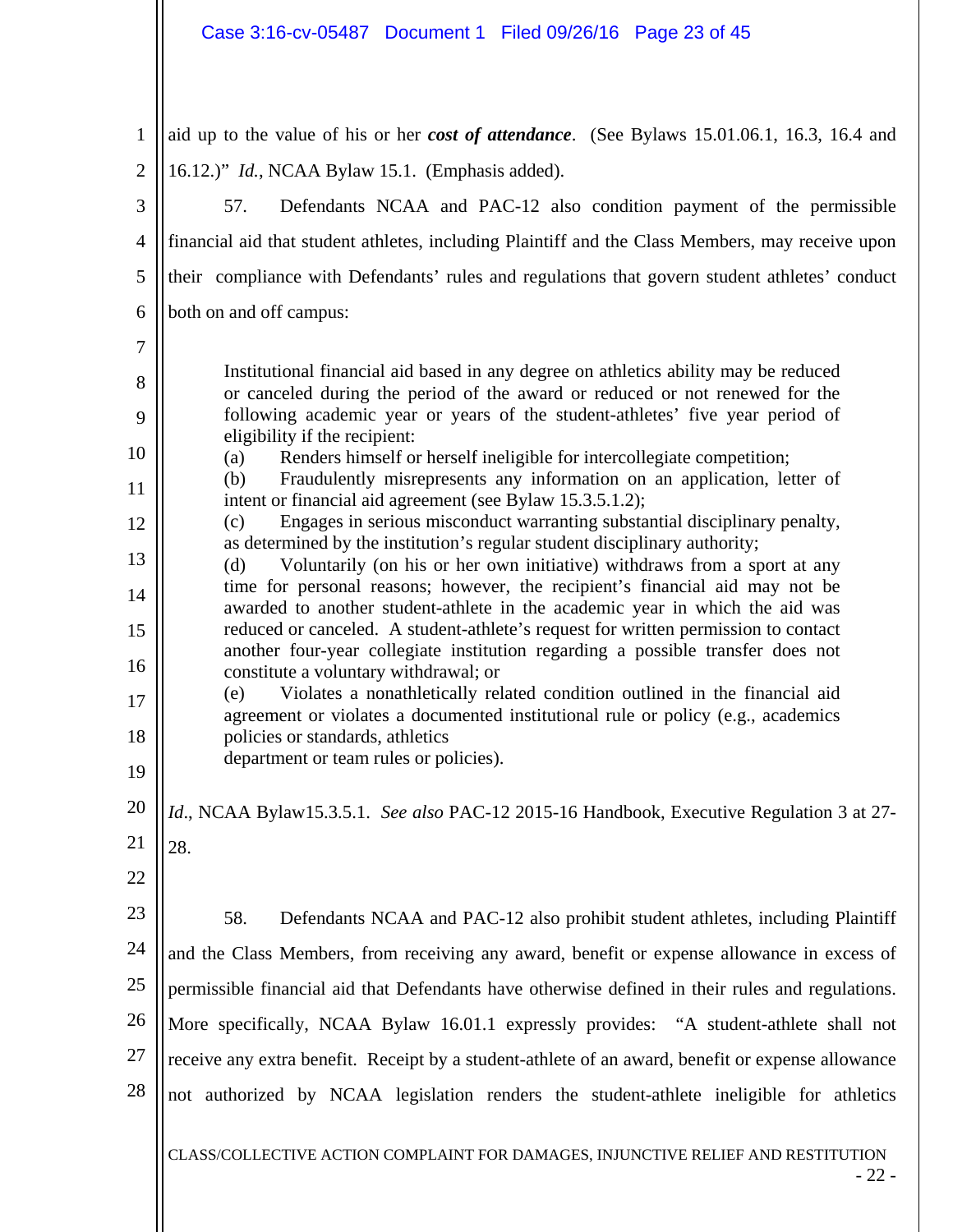aid up to the value of his or her ***cost of attendance***. (See Bylaws 15.01.06.1, 16.3, 16.4 and 16.12.)" *Id.*, NCAA Bylaw 15.1. (Emphasis added).

57. Defendants NCAA and PAC-12 also condition payment of the permissible financial aid that student athletes, including Plaintiff and the Class Members, may receive upon their compliance with Defendants' rules and regulations that govern student athletes' conduct both on and off campus:

> Institutional financial aid based in any degree on athletics ability may be reduced or canceled during the period of the award or reduced or not renewed for the following academic year or years of the student-athletes' five year period of eligibility if the recipient:
>
> (a) Renders himself or herself ineligible for intercollegiate competition;
>
> (b) Fraudulently misrepresents any information on an application, letter of intent or financial aid agreement (see Bylaw 15.3.5.1.2);
>
> (c) Engages in serious misconduct warranting substantial disciplinary penalty, as determined by the institution's regular student disciplinary authority;
>
> (d) Voluntarily (on his or her own initiative) withdraws from a sport at any time for personal reasons; however, the recipient's financial aid may not be awarded to another student-athlete in the academic year in which the aid was reduced or canceled. A student-athlete's request for written permission to contact another four-year collegiate institution regarding a possible transfer does not constitute a voluntary withdrawal; or
>
> (e) Violates a nonathletically related condition outlined in the financial aid agreement or violates a documented institutional rule or policy (e.g., academics policies or standards, athletics department or team rules or policies).

*Id*., NCAA Bylaw15.3.5.1. *See also* PAC-12 2015-16 Handbook, Executive Regulation 3 at 27-28.

58. Defendants NCAA and PAC-12 also prohibit student athletes, including Plaintiff and the Class Members, from receiving any award, benefit or expense allowance in excess of permissible financial aid that Defendants have otherwise defined in their rules and regulations. More specifically, NCAA Bylaw 16.01.1 expressly provides: "A student-athlete shall not receive any extra benefit. Receipt by a student-athlete of an award, benefit or expense allowance not authorized by NCAA legislation renders the student-athlete ineligible for athletics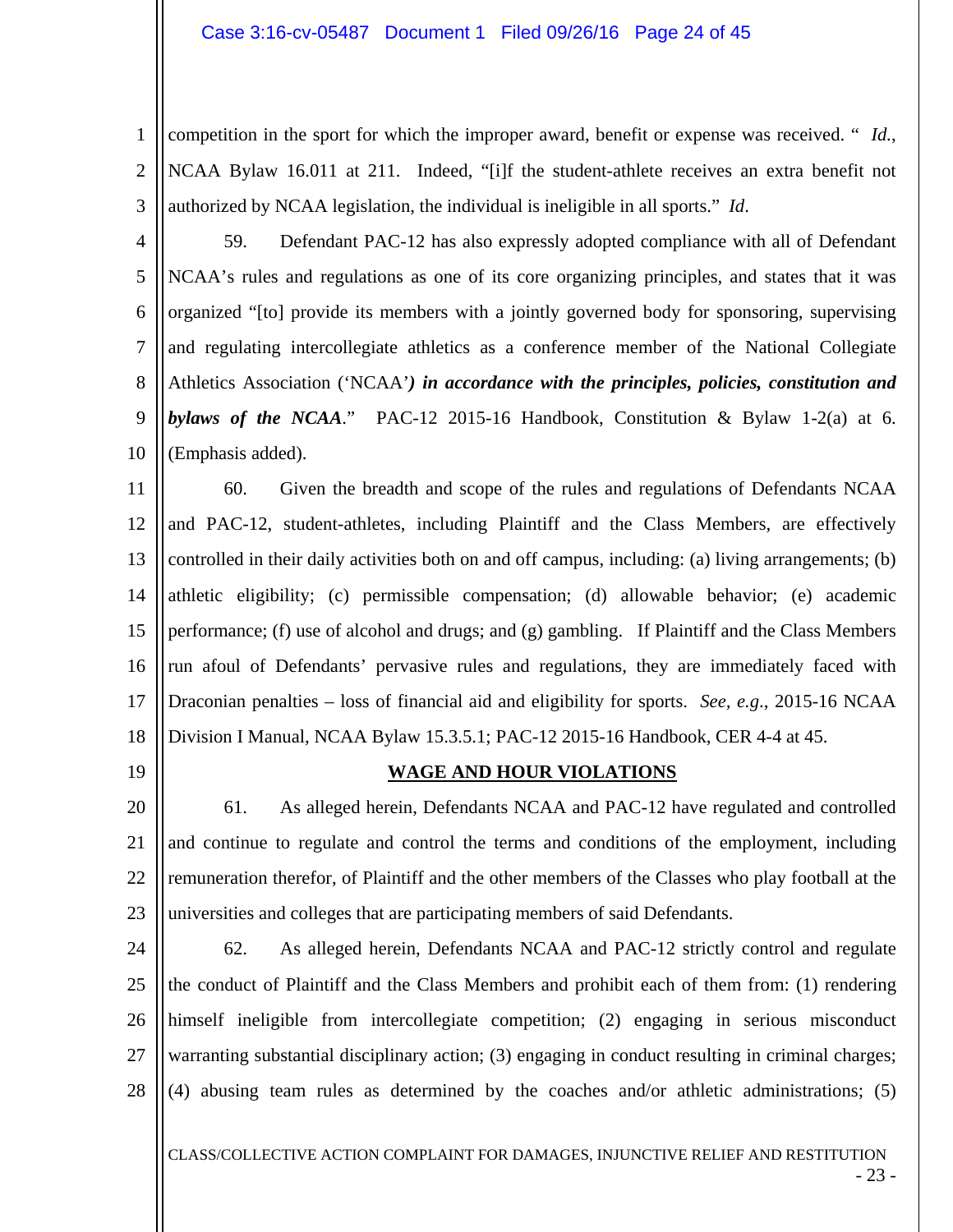competition in the sport for which the improper award, benefit or expense was received. " *Id.*, NCAA Bylaw 16.011 at 211. Indeed, "[i]f the student-athlete receives an extra benefit not authorized by NCAA legislation, the individual is ineligible in all sports." *Id*.

59. Defendant PAC-12 has also expressly adopted compliance with all of Defendant NCAA's rules and regulations as one of its core organizing principles, and states that it was organized "[to] provide its members with a jointly governed body for sponsoring, supervising and regulating intercollegiate athletics as a conference member of the National Collegiate Athletics Association ('NCAA'***) in accordance with the principles, policies, constitution and bylaws of the NCAA***." PAC-12 2015-16 Handbook, Constitution & Bylaw 1-2(a) at 6. (Emphasis added).

60. Given the breadth and scope of the rules and regulations of Defendants NCAA and PAC-12, student-athletes, including Plaintiff and the Class Members, are effectively controlled in their daily activities both on and off campus, including: (a) living arrangements; (b) athletic eligibility; (c) permissible compensation; (d) allowable behavior; (e) academic performance; (f) use of alcohol and drugs; and (g) gambling. If Plaintiff and the Class Members run afoul of Defendants' pervasive rules and regulations, they are immediately faced with Draconian penalties – loss of financial aid and eligibility for sports. *See, e.g.*, 2015-16 NCAA Division I Manual, NCAA Bylaw 15.3.5.1; PAC-12 2015-16 Handbook, CER 4-4 at 45.

**WAGE AND HOUR VIOLATIONS**

61. As alleged herein, Defendants NCAA and PAC-12 have regulated and controlled and continue to regulate and control the terms and conditions of the employment, including remuneration therefor, of Plaintiff and the other members of the Classes who play football at the universities and colleges that are participating members of said Defendants.

62. As alleged herein, Defendants NCAA and PAC-12 strictly control and regulate the conduct of Plaintiff and the Class Members and prohibit each of them from: (1) rendering himself ineligible from intercollegiate competition; (2) engaging in serious misconduct warranting substantial disciplinary action; (3) engaging in conduct resulting in criminal charges; (4) abusing team rules as determined by the coaches and/or athletic administrations; (5)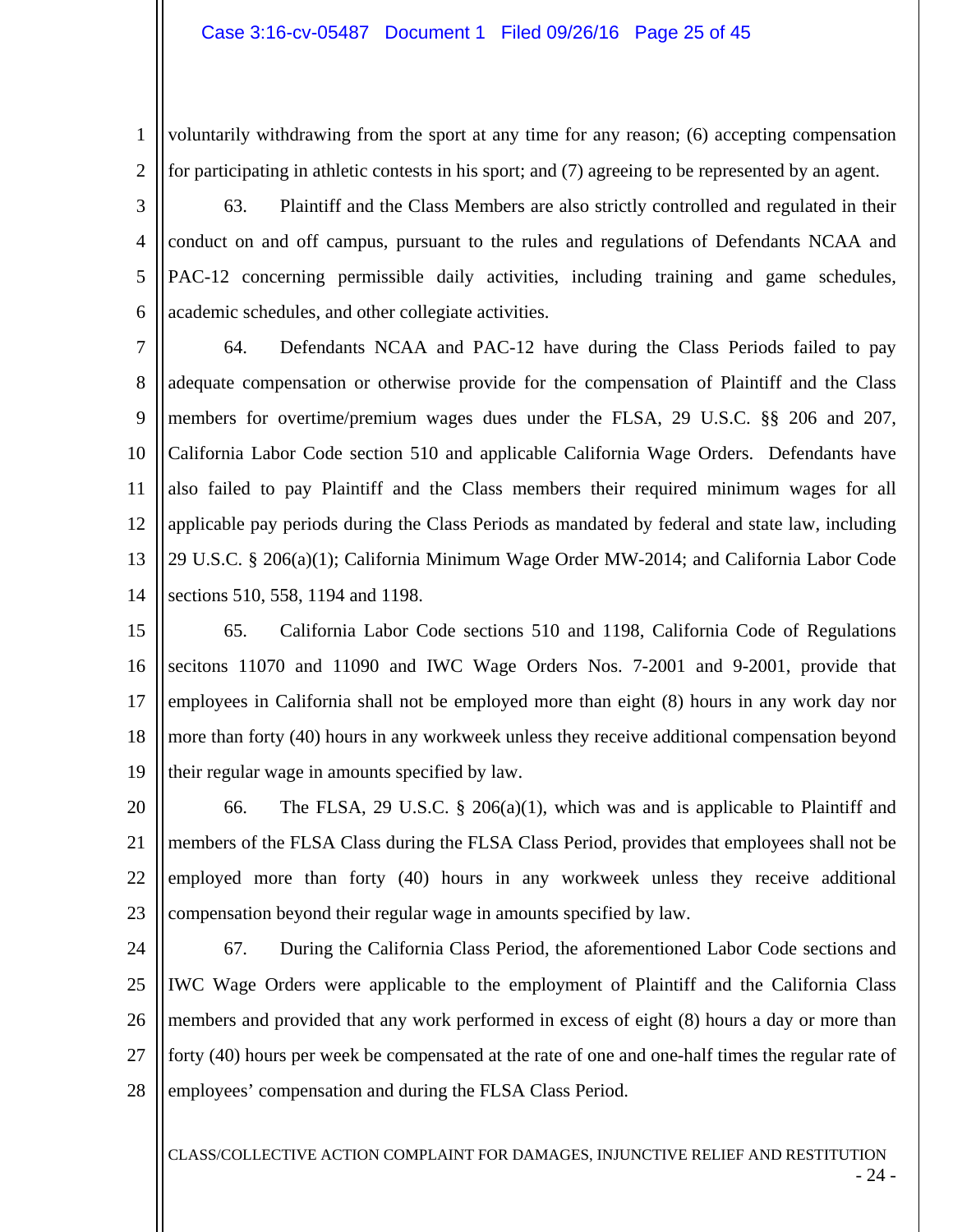voluntarily withdrawing from the sport at any time for any reason; (6) accepting compensation for participating in athletic contests in his sport; and (7) agreeing to be represented by an agent.

63. Plaintiff and the Class Members are also strictly controlled and regulated in their conduct on and off campus, pursuant to the rules and regulations of Defendants NCAA and PAC-12 concerning permissible daily activities, including training and game schedules, academic schedules, and other collegiate activities.

64. Defendants NCAA and PAC-12 have during the Class Periods failed to pay adequate compensation or otherwise provide for the compensation of Plaintiff and the Class members for overtime/premium wages dues under the FLSA, 29 U.S.C. §§ 206 and 207, California Labor Code section 510 and applicable California Wage Orders. Defendants have also failed to pay Plaintiff and the Class members their required minimum wages for all applicable pay periods during the Class Periods as mandated by federal and state law, including 29 U.S.C. § 206(a)(1); California Minimum Wage Order MW-2014; and California Labor Code sections 510, 558, 1194 and 1198.

65. California Labor Code sections 510 and 1198, California Code of Regulations secitons 11070 and 11090 and IWC Wage Orders Nos. 7-2001 and 9-2001, provide that employees in California shall not be employed more than eight (8) hours in any work day nor more than forty (40) hours in any workweek unless they receive additional compensation beyond their regular wage in amounts specified by law.

66. The FLSA, 29 U.S.C. § 206(a)(1), which was and is applicable to Plaintiff and members of the FLSA Class during the FLSA Class Period, provides that employees shall not be employed more than forty (40) hours in any workweek unless they receive additional compensation beyond their regular wage in amounts specified by law.

67. During the California Class Period, the aforementioned Labor Code sections and IWC Wage Orders were applicable to the employment of Plaintiff and the California Class members and provided that any work performed in excess of eight (8) hours a day or more than forty (40) hours per week be compensated at the rate of one and one-half times the regular rate of employees' compensation and during the FLSA Class Period.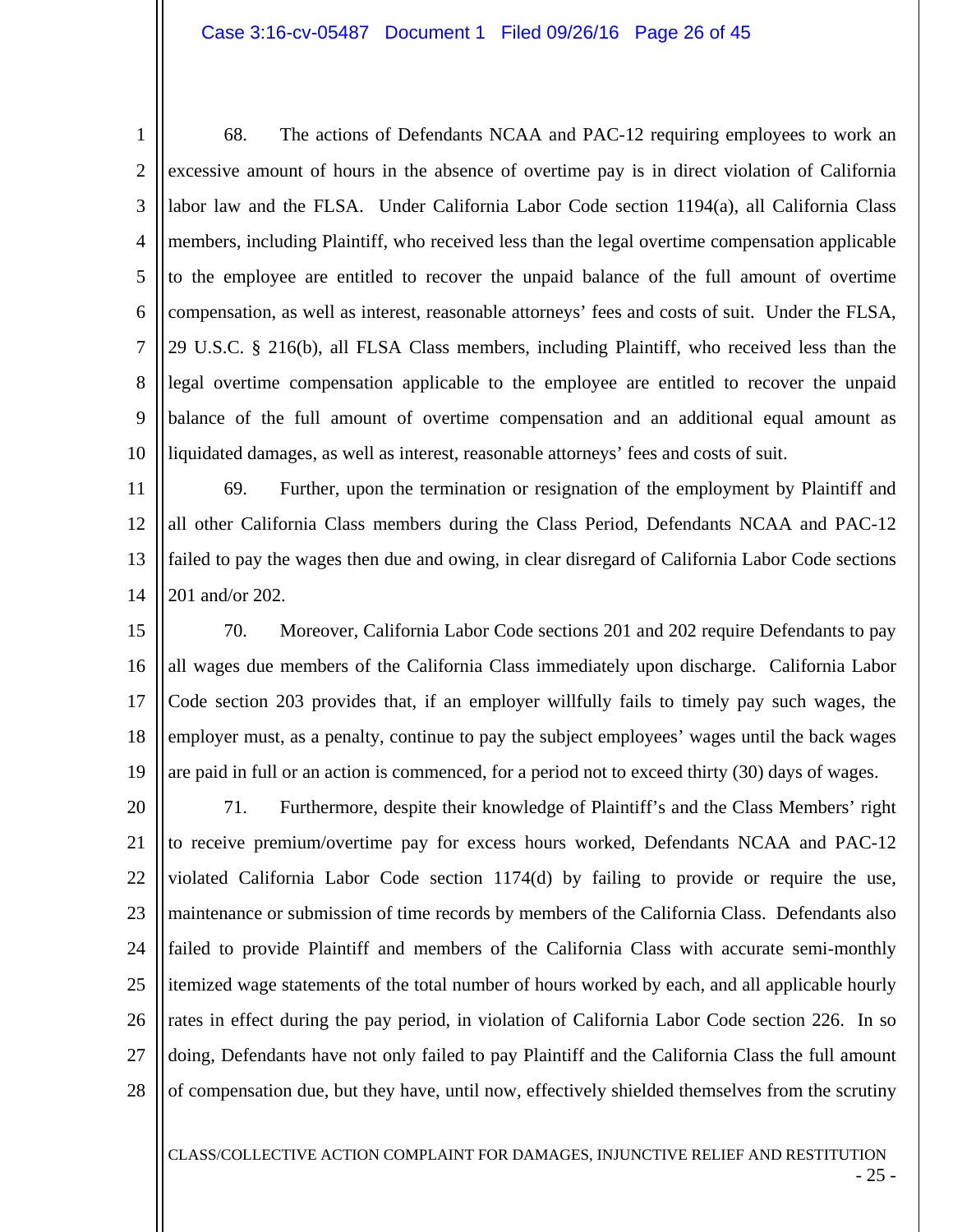68. The actions of Defendants NCAA and PAC-12 requiring employees to work an excessive amount of hours in the absence of overtime pay is in direct violation of California labor law and the FLSA. Under California Labor Code section 1194(a), all California Class members, including Plaintiff, who received less than the legal overtime compensation applicable to the employee are entitled to recover the unpaid balance of the full amount of overtime compensation, as well as interest, reasonable attorneys' fees and costs of suit. Under the FLSA, 29 U.S.C. § 216(b), all FLSA Class members, including Plaintiff, who received less than the legal overtime compensation applicable to the employee are entitled to recover the unpaid balance of the full amount of overtime compensation and an additional equal amount as liquidated damages, as well as interest, reasonable attorneys' fees and costs of suit.

69. Further, upon the termination or resignation of the employment by Plaintiff and all other California Class members during the Class Period, Defendants NCAA and PAC-12 failed to pay the wages then due and owing, in clear disregard of California Labor Code sections 201 and/or 202.

70. Moreover, California Labor Code sections 201 and 202 require Defendants to pay all wages due members of the California Class immediately upon discharge. California Labor Code section 203 provides that, if an employer willfully fails to timely pay such wages, the employer must, as a penalty, continue to pay the subject employees' wages until the back wages are paid in full or an action is commenced, for a period not to exceed thirty (30) days of wages.

71. Furthermore, despite their knowledge of Plaintiff's and the Class Members' right to receive premium/overtime pay for excess hours worked, Defendants NCAA and PAC-12 violated California Labor Code section 1174(d) by failing to provide or require the use, maintenance or submission of time records by members of the California Class. Defendants also failed to provide Plaintiff and members of the California Class with accurate semi-monthly itemized wage statements of the total number of hours worked by each, and all applicable hourly rates in effect during the pay period, in violation of California Labor Code section 226. In so doing, Defendants have not only failed to pay Plaintiff and the California Class the full amount of compensation due, but they have, until now, effectively shielded themselves from the scrutiny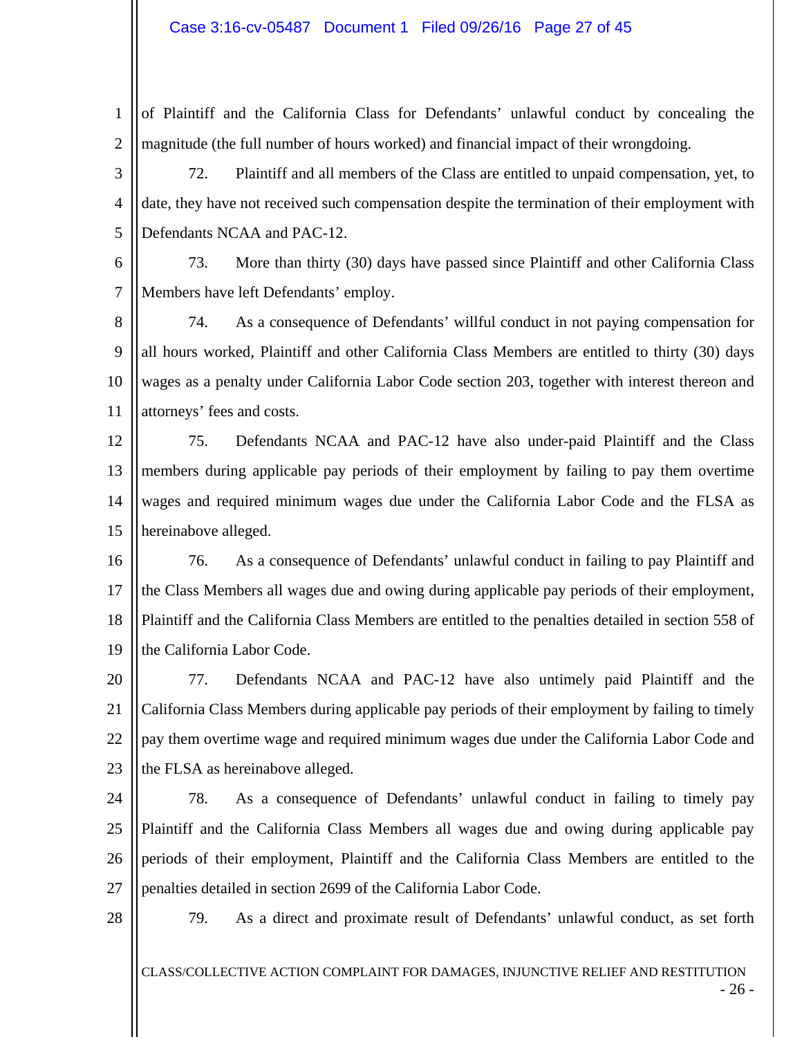of Plaintiff and the California Class for Defendants' unlawful conduct by concealing the magnitude (the full number of hours worked) and financial impact of their wrongdoing.

72. Plaintiff and all members of the Class are entitled to unpaid compensation, yet, to date, they have not received such compensation despite the termination of their employment with Defendants NCAA and PAC-12.

73. More than thirty (30) days have passed since Plaintiff and other California Class Members have left Defendants' employ.

74. As a consequence of Defendants' willful conduct in not paying compensation for all hours worked, Plaintiff and other California Class Members are entitled to thirty (30) days wages as a penalty under California Labor Code section 203, together with interest thereon and attorneys' fees and costs.

75. Defendants NCAA and PAC-12 have also under-paid Plaintiff and the Class members during applicable pay periods of their employment by failing to pay them overtime wages and required minimum wages due under the California Labor Code and the FLSA as hereinabove alleged.

76. As a consequence of Defendants' unlawful conduct in failing to pay Plaintiff and the Class Members all wages due and owing during applicable pay periods of their employment, Plaintiff and the California Class Members are entitled to the penalties detailed in section 558 of the California Labor Code.

77. Defendants NCAA and PAC-12 have also untimely paid Plaintiff and the California Class Members during applicable pay periods of their employment by failing to timely pay them overtime wage and required minimum wages due under the California Labor Code and the FLSA as hereinabove alleged.

78. As a consequence of Defendants' unlawful conduct in failing to timely pay Plaintiff and the California Class Members all wages due and owing during applicable pay periods of their employment, Plaintiff and the California Class Members are entitled to the penalties detailed in section 2699 of the California Labor Code.

79. As a direct and proximate result of Defendants' unlawful conduct, as set forth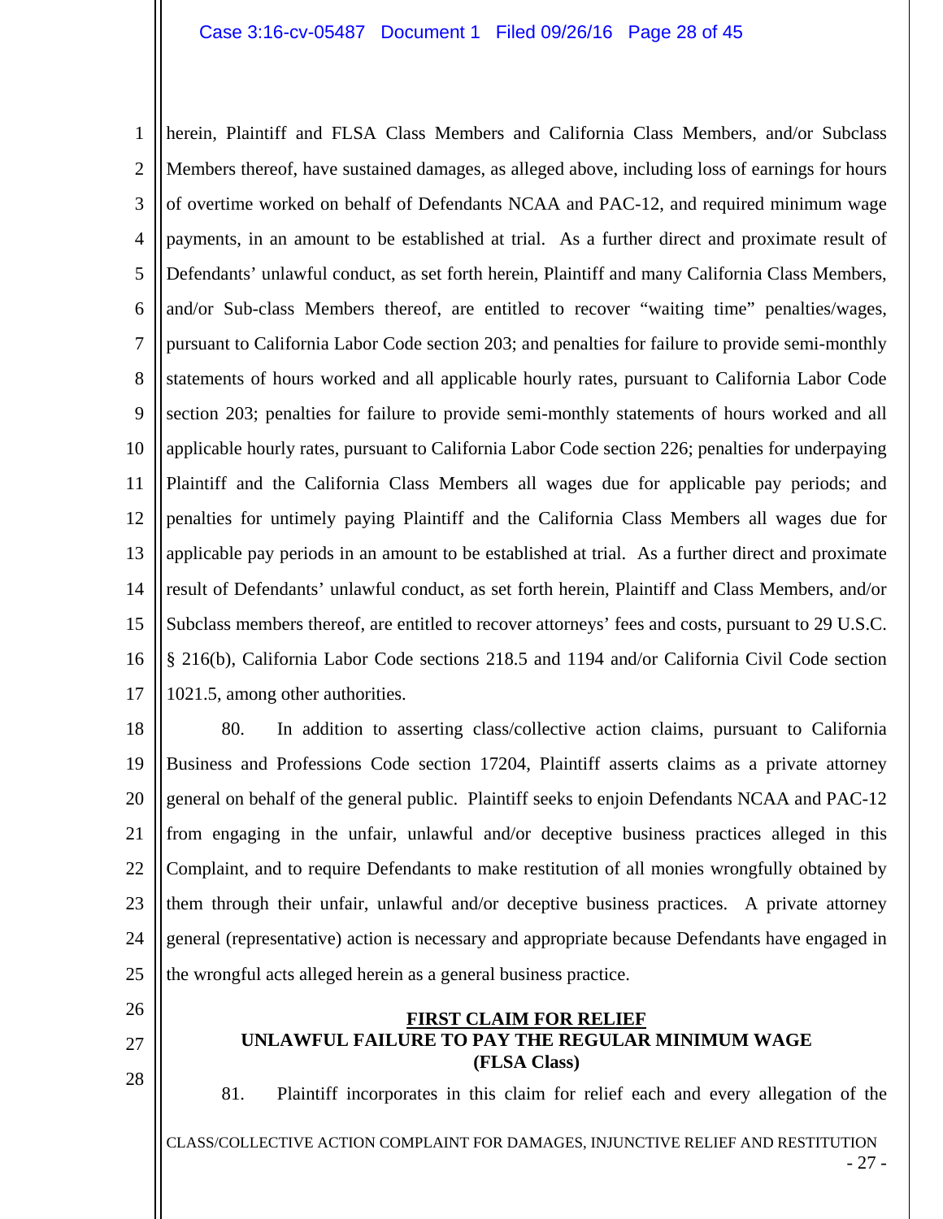herein, Plaintiff and FLSA Class Members and California Class Members, and/or Subclass Members thereof, have sustained damages, as alleged above, including loss of earnings for hours of overtime worked on behalf of Defendants NCAA and PAC-12, and required minimum wage payments, in an amount to be established at trial. As a further direct and proximate result of Defendants' unlawful conduct, as set forth herein, Plaintiff and many California Class Members, and/or Sub-class Members thereof, are entitled to recover "waiting time" penalties/wages, pursuant to California Labor Code section 203; and penalties for failure to provide semi-monthly statements of hours worked and all applicable hourly rates, pursuant to California Labor Code section 203; penalties for failure to provide semi-monthly statements of hours worked and all applicable hourly rates, pursuant to California Labor Code section 226; penalties for underpaying Plaintiff and the California Class Members all wages due for applicable pay periods; and penalties for untimely paying Plaintiff and the California Class Members all wages due for applicable pay periods in an amount to be established at trial. As a further direct and proximate result of Defendants' unlawful conduct, as set forth herein, Plaintiff and Class Members, and/or Subclass members thereof, are entitled to recover attorneys' fees and costs, pursuant to 29 U.S.C. § 216(b), California Labor Code sections 218.5 and 1194 and/or California Civil Code section 1021.5, among other authorities.

80. In addition to asserting class/collective action claims, pursuant to California Business and Professions Code section 17204, Plaintiff asserts claims as a private attorney general on behalf of the general public. Plaintiff seeks to enjoin Defendants NCAA and PAC-12 from engaging in the unfair, unlawful and/or deceptive business practices alleged in this Complaint, and to require Defendants to make restitution of all monies wrongfully obtained by them through their unfair, unlawful and/or deceptive business practices. A private attorney general (representative) action is necessary and appropriate because Defendants have engaged in the wrongful acts alleged herein as a general business practice.

## FIRST CLAIM FOR RELIEF
## UNLAWFUL FAILURE TO PAY THE REGULAR MINIMUM WAGE
## (FLSA Class)

81. Plaintiff incorporates in this claim for relief each and every allegation of the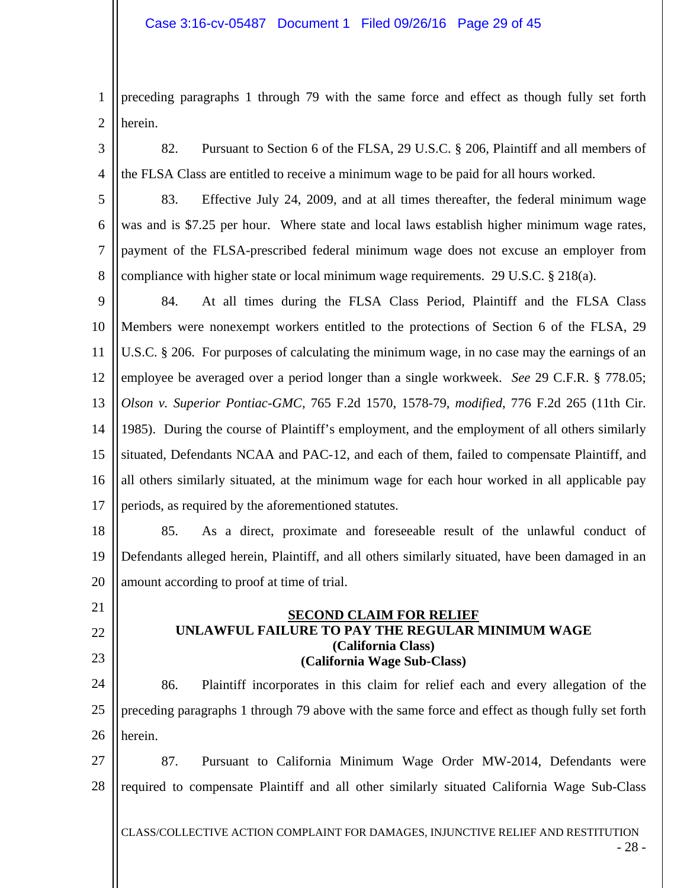preceding paragraphs 1 through 79 with the same force and effect as though fully set forth herein.

82. Pursuant to Section 6 of the FLSA, 29 U.S.C. § 206, Plaintiff and all members of the FLSA Class are entitled to receive a minimum wage to be paid for all hours worked.

83. Effective July 24, 2009, and at all times thereafter, the federal minimum wage was and is $7.25 per hour. Where state and local laws establish higher minimum wage rates, payment of the FLSA-prescribed federal minimum wage does not excuse an employer from compliance with higher state or local minimum wage requirements. 29 U.S.C. § 218(a).

84. At all times during the FLSA Class Period, Plaintiff and the FLSA Class Members were nonexempt workers entitled to the protections of Section 6 of the FLSA, 29 U.S.C. § 206. For purposes of calculating the minimum wage, in no case may the earnings of an employee be averaged over a period longer than a single workweek. *See* 29 C.F.R. § 778.05; *Olson v. Superior Pontiac-GMC*, 765 F.2d 1570, 1578-79, *modified*, 776 F.2d 265 (11th Cir. 1985). During the course of Plaintiff's employment, and the employment of all others similarly situated, Defendants NCAA and PAC-12, and each of them, failed to compensate Plaintiff, and all others similarly situated, at the minimum wage for each hour worked in all applicable pay periods, as required by the aforementioned statutes.

85. As a direct, proximate and foreseeable result of the unlawful conduct of Defendants alleged herein, Plaintiff, and all others similarly situated, have been damaged in an amount according to proof at time of trial.

## SECOND CLAIM FOR RELIEF
## UNLAWFUL FAILURE TO PAY THE REGULAR MINIMUM WAGE
**(California Class)**
**(California Wage Sub-Class)**

86. Plaintiff incorporates in this claim for relief each and every allegation of the preceding paragraphs 1 through 79 above with the same force and effect as though fully set forth herein.

87. Pursuant to California Minimum Wage Order MW-2014, Defendants were required to compensate Plaintiff and all other similarly situated California Wage Sub-Class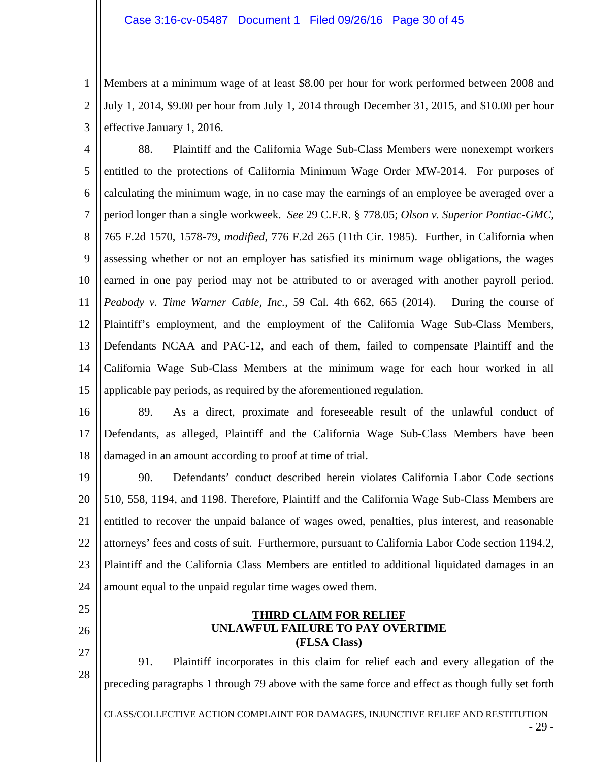Members at a minimum wage of at least $8.00 per hour for work performed between 2008 and July 1, 2014, $9.00 per hour from July 1, 2014 through December 31, 2015, and $10.00 per hour effective January 1, 2016.

88. Plaintiff and the California Wage Sub-Class Members were nonexempt workers entitled to the protections of California Minimum Wage Order MW-2014. For purposes of calculating the minimum wage, in no case may the earnings of an employee be averaged over a period longer than a single workweek. *See* 29 C.F.R. § 778.05; *Olson v. Superior Pontiac-GMC*, 765 F.2d 1570, 1578-79, *modified*, 776 F.2d 265 (11th Cir. 1985). Further, in California when assessing whether or not an employer has satisfied its minimum wage obligations, the wages earned in one pay period may not be attributed to or averaged with another payroll period. *Peabody v. Time Warner Cable, Inc.*, 59 Cal. 4th 662, 665 (2014). During the course of Plaintiff's employment, and the employment of the California Wage Sub-Class Members, Defendants NCAA and PAC-12, and each of them, failed to compensate Plaintiff and the California Wage Sub-Class Members at the minimum wage for each hour worked in all applicable pay periods, as required by the aforementioned regulation.

89. As a direct, proximate and foreseeable result of the unlawful conduct of Defendants, as alleged, Plaintiff and the California Wage Sub-Class Members have been damaged in an amount according to proof at time of trial.

90. Defendants' conduct described herein violates California Labor Code sections 510, 558, 1194, and 1198. Therefore, Plaintiff and the California Wage Sub-Class Members are entitled to recover the unpaid balance of wages owed, penalties, plus interest, and reasonable attorneys' fees and costs of suit. Furthermore, pursuant to California Labor Code section 1194.2, Plaintiff and the California Class Members are entitled to additional liquidated damages in an amount equal to the unpaid regular time wages owed them.

## THIRD CLAIM FOR RELIEF
## UNLAWFUL FAILURE TO PAY OVERTIME
## (FLSA Class)

91. Plaintiff incorporates in this claim for relief each and every allegation of the preceding paragraphs 1 through 79 above with the same force and effect as though fully set forth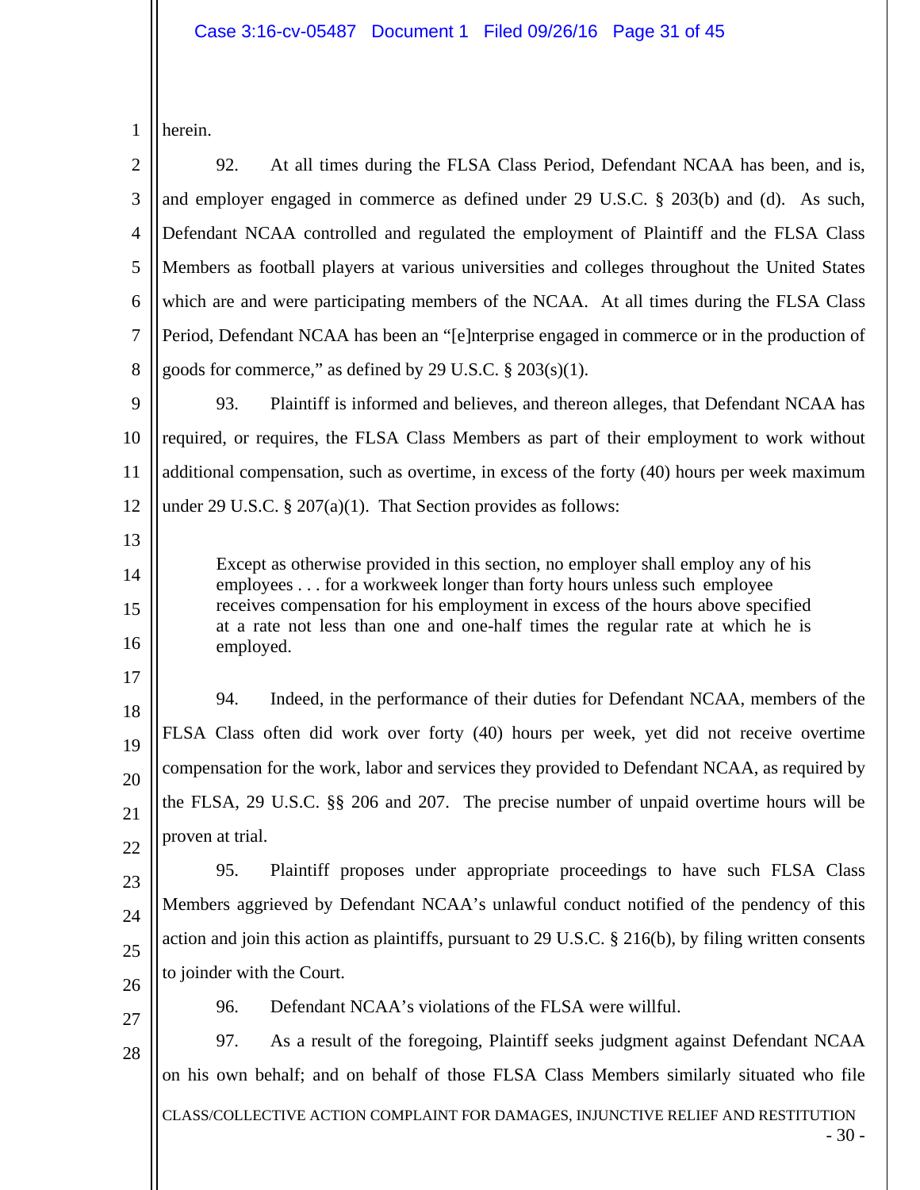herein.

92. At all times during the FLSA Class Period, Defendant NCAA has been, and is, and employer engaged in commerce as defined under 29 U.S.C. § 203(b) and (d). As such, Defendant NCAA controlled and regulated the employment of Plaintiff and the FLSA Class Members as football players at various universities and colleges throughout the United States which are and were participating members of the NCAA. At all times during the FLSA Class Period, Defendant NCAA has been an "[e]nterprise engaged in commerce or in the production of goods for commerce," as defined by 29 U.S.C. § 203(s)(1).

93. Plaintiff is informed and believes, and thereon alleges, that Defendant NCAA has required, or requires, the FLSA Class Members as part of their employment to work without additional compensation, such as overtime, in excess of the forty (40) hours per week maximum under 29 U.S.C. § 207(a)(1). That Section provides as follows:

> Except as otherwise provided in this section, no employer shall employ any of his employees . . . for a workweek longer than forty hours unless such employee receives compensation for his employment in excess of the hours above specified at a rate not less than one and one-half times the regular rate at which he is employed.

94. Indeed, in the performance of their duties for Defendant NCAA, members of the FLSA Class often did work over forty (40) hours per week, yet did not receive overtime compensation for the work, labor and services they provided to Defendant NCAA, as required by the FLSA, 29 U.S.C. §§ 206 and 207. The precise number of unpaid overtime hours will be proven at trial.

95. Plaintiff proposes under appropriate proceedings to have such FLSA Class Members aggrieved by Defendant NCAA's unlawful conduct notified of the pendency of this action and join this action as plaintiffs, pursuant to 29 U.S.C. § 216(b), by filing written consents to joinder with the Court.

96. Defendant NCAA's violations of the FLSA were willful.

97. As a result of the foregoing, Plaintiff seeks judgment against Defendant NCAA on his own behalf; and on behalf of those FLSA Class Members similarly situated who file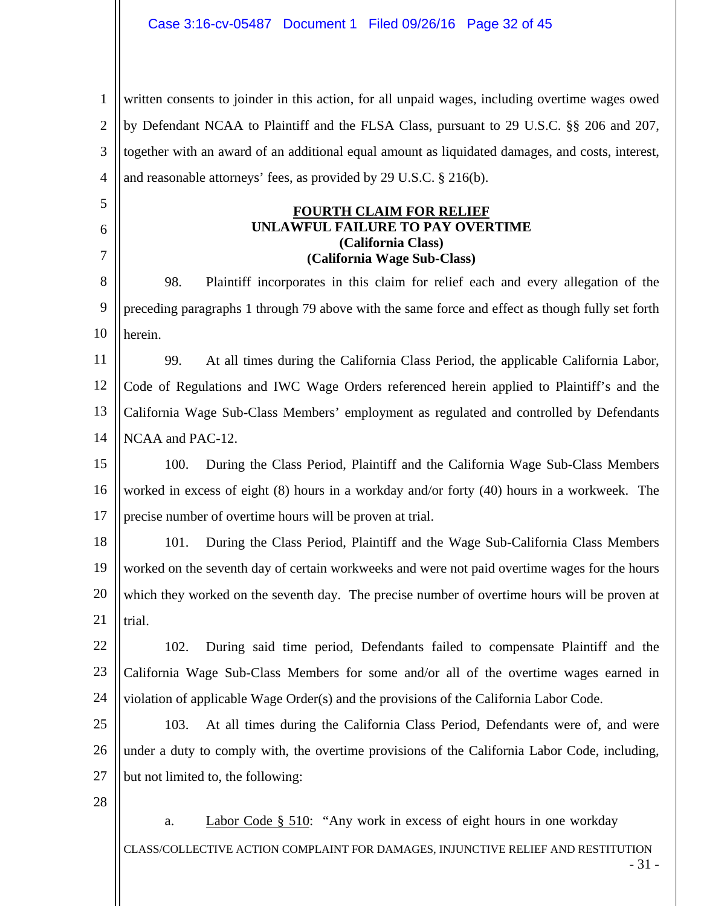written consents to joinder in this action, for all unpaid wages, including overtime wages owed by Defendant NCAA to Plaintiff and the FLSA Class, pursuant to 29 U.S.C. §§ 206 and 207, together with an award of an additional equal amount as liquidated damages, and costs, interest, and reasonable attorneys' fees, as provided by 29 U.S.C. § 216(b).

**FOURTH CLAIM FOR RELIEF**
**UNLAWFUL FAILURE TO PAY OVERTIME**
**(California Class)**
**(California Wage Sub-Class)**

98. Plaintiff incorporates in this claim for relief each and every allegation of the preceding paragraphs 1 through 79 above with the same force and effect as though fully set forth herein.

99. At all times during the California Class Period, the applicable California Labor, Code of Regulations and IWC Wage Orders referenced herein applied to Plaintiff's and the California Wage Sub-Class Members' employment as regulated and controlled by Defendants NCAA and PAC-12.

100. During the Class Period, Plaintiff and the California Wage Sub-Class Members worked in excess of eight (8) hours in a workday and/or forty (40) hours in a workweek. The precise number of overtime hours will be proven at trial.

101. During the Class Period, Plaintiff and the Wage Sub-California Class Members worked on the seventh day of certain workweeks and were not paid overtime wages for the hours which they worked on the seventh day. The precise number of overtime hours will be proven at trial.

102. During said time period, Defendants failed to compensate Plaintiff and the California Wage Sub-Class Members for some and/or all of the overtime wages earned in violation of applicable Wage Order(s) and the provisions of the California Labor Code.

103. At all times during the California Class Period, Defendants were of, and were under a duty to comply with, the overtime provisions of the California Labor Code, including, but not limited to, the following:

a. Labor Code § 510: "Any work in excess of eight hours in one workday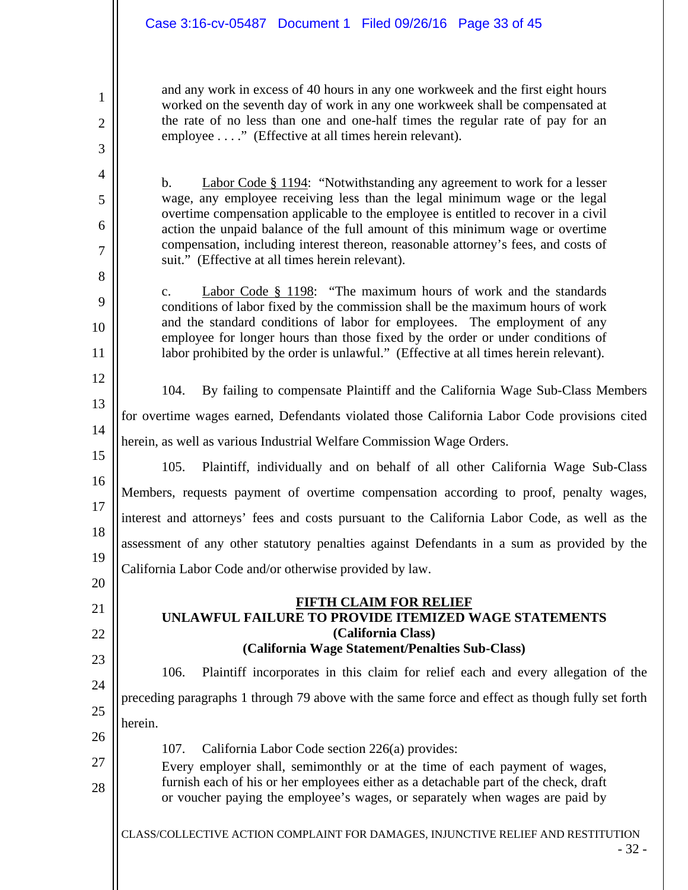and any work in excess of 40 hours in any one workweek and the first eight hours worked on the seventh day of work in any one workweek shall be compensated at the rate of no less than one and one-half times the regular rate of pay for an employee . . . ." (Effective at all times herein relevant).

b. Labor Code § 1194: "Notwithstanding any agreement to work for a lesser wage, any employee receiving less than the legal minimum wage or the legal overtime compensation applicable to the employee is entitled to recover in a civil action the unpaid balance of the full amount of this minimum wage or overtime compensation, including interest thereon, reasonable attorney's fees, and costs of suit." (Effective at all times herein relevant).

c. Labor Code § 1198: "The maximum hours of work and the standards conditions of labor fixed by the commission shall be the maximum hours of work and the standard conditions of labor for employees. The employment of any employee for longer hours than those fixed by the order or under conditions of labor prohibited by the order is unlawful." (Effective at all times herein relevant).

104. By failing to compensate Plaintiff and the California Wage Sub-Class Members for overtime wages earned, Defendants violated those California Labor Code provisions cited herein, as well as various Industrial Welfare Commission Wage Orders.

105. Plaintiff, individually and on behalf of all other California Wage Sub-Class Members, requests payment of overtime compensation according to proof, penalty wages, interest and attorneys' fees and costs pursuant to the California Labor Code, as well as the assessment of any other statutory penalties against Defendants in a sum as provided by the California Labor Code and/or otherwise provided by law.

## FIFTH CLAIM FOR RELIEF
## UNLAWFUL FAILURE TO PROVIDE ITEMIZED WAGE STATEMENTS
### (California Class)
### (California Wage Statement/Penalties Sub-Class)

106. Plaintiff incorporates in this claim for relief each and every allegation of the preceding paragraphs 1 through 79 above with the same force and effect as though fully set forth herein.

107. California Labor Code section 226(a) provides:

Every employer shall, semimonthly or at the time of each payment of wages, furnish each of his or her employees either as a detachable part of the check, draft or voucher paying the employee's wages, or separately when wages are paid by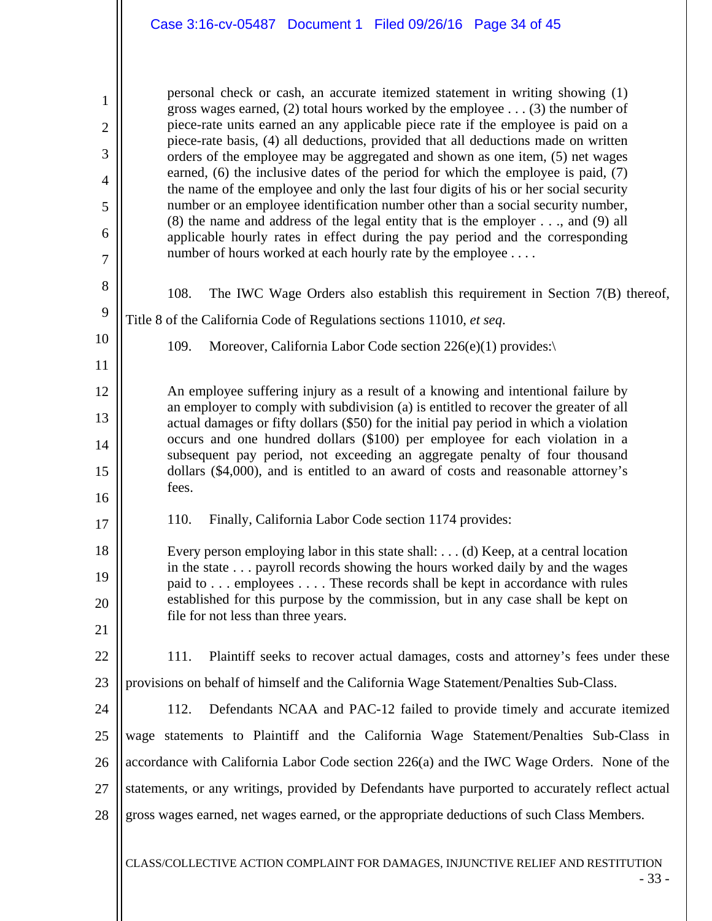> personal check or cash, an accurate itemized statement in writing showing (1) gross wages earned, (2) total hours worked by the employee . . . (3) the number of piece-rate units earned an any applicable piece rate if the employee is paid on a piece-rate basis, (4) all deductions, provided that all deductions made on written orders of the employee may be aggregated and shown as one item, (5) net wages earned, (6) the inclusive dates of the period for which the employee is paid, (7) the name of the employee and only the last four digits of his or her social security number or an employee identification number other than a social security number, (8) the name and address of the legal entity that is the employer . . ., and (9) all applicable hourly rates in effect during the pay period and the corresponding number of hours worked at each hourly rate by the employee . . . .

108. The IWC Wage Orders also establish this requirement in Section 7(B) thereof, Title 8 of the California Code of Regulations sections 11010, *et seq*.

109. Moreover, California Labor Code section 226(e)(1) provides:\

> An employee suffering injury as a result of a knowing and intentional failure by an employer to comply with subdivision (a) is entitled to recover the greater of all actual damages or fifty dollars ($50) for the initial pay period in which a violation occurs and one hundred dollars ($100) per employee for each violation in a subsequent pay period, not exceeding an aggregate penalty of four thousand dollars ($4,000), and is entitled to an award of costs and reasonable attorney's fees.

110. Finally, California Labor Code section 1174 provides:

> Every person employing labor in this state shall: . . . (d) Keep, at a central location in the state . . . payroll records showing the hours worked daily by and the wages paid to . . . employees . . . . These records shall be kept in accordance with rules established for this purpose by the commission, but in any case shall be kept on file for not less than three years.

111. Plaintiff seeks to recover actual damages, costs and attorney's fees under these provisions on behalf of himself and the California Wage Statement/Penalties Sub-Class.

112. Defendants NCAA and PAC-12 failed to provide timely and accurate itemized wage statements to Plaintiff and the California Wage Statement/Penalties Sub-Class in accordance with California Labor Code section 226(a) and the IWC Wage Orders. None of the statements, or any writings, provided by Defendants have purported to accurately reflect actual gross wages earned, net wages earned, or the appropriate deductions of such Class Members.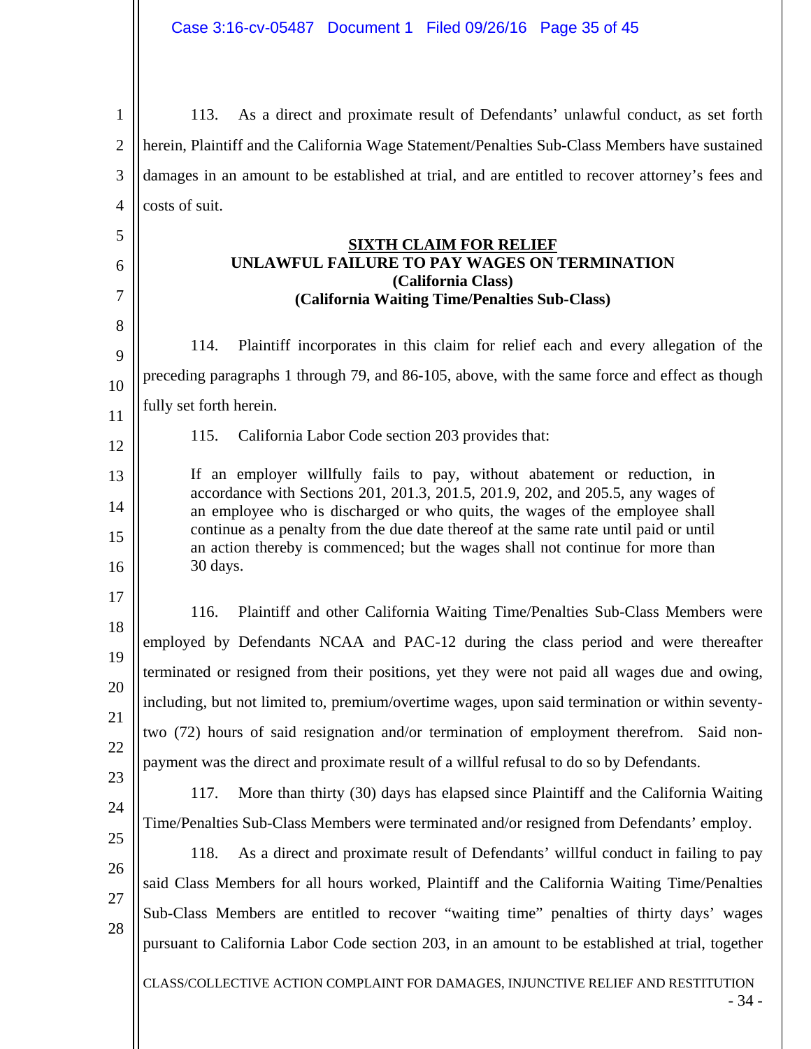113. As a direct and proximate result of Defendants' unlawful conduct, as set forth herein, Plaintiff and the California Wage Statement/Penalties Sub-Class Members have sustained damages in an amount to be established at trial, and are entitled to recover attorney's fees and costs of suit.

**SIXTH CLAIM FOR RELIEF**
**UNLAWFUL FAILURE TO PAY WAGES ON TERMINATION**
**(California Class)**
**(California Waiting Time/Penalties Sub-Class)**

114. Plaintiff incorporates in this claim for relief each and every allegation of the preceding paragraphs 1 through 79, and 86-105, above, with the same force and effect as though fully set forth herein.

115. California Labor Code section 203 provides that:

> If an employer willfully fails to pay, without abatement or reduction, in accordance with Sections 201, 201.3, 201.5, 201.9, 202, and 205.5, any wages of an employee who is discharged or who quits, the wages of the employee shall continue as a penalty from the due date thereof at the same rate until paid or until an action thereby is commenced; but the wages shall not continue for more than 30 days.

116. Plaintiff and other California Waiting Time/Penalties Sub-Class Members were employed by Defendants NCAA and PAC-12 during the class period and were thereafter terminated or resigned from their positions, yet they were not paid all wages due and owing, including, but not limited to, premium/overtime wages, upon said termination or within seventy-two (72) hours of said resignation and/or termination of employment therefrom. Said non-payment was the direct and proximate result of a willful refusal to do so by Defendants.

117. More than thirty (30) days has elapsed since Plaintiff and the California Waiting Time/Penalties Sub-Class Members were terminated and/or resigned from Defendants' employ.

118. As a direct and proximate result of Defendants' willful conduct in failing to pay said Class Members for all hours worked, Plaintiff and the California Waiting Time/Penalties Sub-Class Members are entitled to recover "waiting time" penalties of thirty days' wages pursuant to California Labor Code section 203, in an amount to be established at trial, together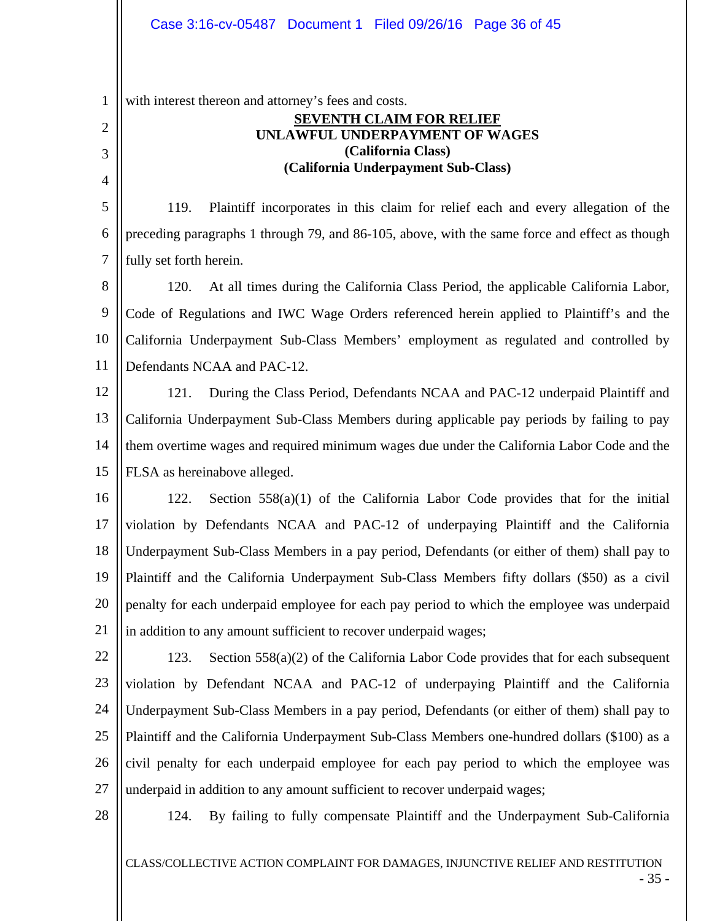with interest thereon and attorney's fees and costs.

**SEVENTH CLAIM FOR RELIEF**
**UNLAWFUL UNDERPAYMENT OF WAGES**
**(California Class)**
**(California Underpayment Sub-Class)**

119. Plaintiff incorporates in this claim for relief each and every allegation of the preceding paragraphs 1 through 79, and 86-105, above, with the same force and effect as though fully set forth herein.

120. At all times during the California Class Period, the applicable California Labor, Code of Regulations and IWC Wage Orders referenced herein applied to Plaintiff's and the California Underpayment Sub-Class Members' employment as regulated and controlled by Defendants NCAA and PAC-12.

121. During the Class Period, Defendants NCAA and PAC-12 underpaid Plaintiff and California Underpayment Sub-Class Members during applicable pay periods by failing to pay them overtime wages and required minimum wages due under the California Labor Code and the FLSA as hereinabove alleged.

122. Section 558(a)(1) of the California Labor Code provides that for the initial violation by Defendants NCAA and PAC-12 of underpaying Plaintiff and the California Underpayment Sub-Class Members in a pay period, Defendants (or either of them) shall pay to Plaintiff and the California Underpayment Sub-Class Members fifty dollars ($50) as a civil penalty for each underpaid employee for each pay period to which the employee was underpaid in addition to any amount sufficient to recover underpaid wages;

123. Section 558(a)(2) of the California Labor Code provides that for each subsequent violation by Defendant NCAA and PAC-12 of underpaying Plaintiff and the California Underpayment Sub-Class Members in a pay period, Defendants (or either of them) shall pay to Plaintiff and the California Underpayment Sub-Class Members one-hundred dollars ($100) as a civil penalty for each underpaid employee for each pay period to which the employee was underpaid in addition to any amount sufficient to recover underpaid wages;

124. By failing to fully compensate Plaintiff and the Underpayment Sub-California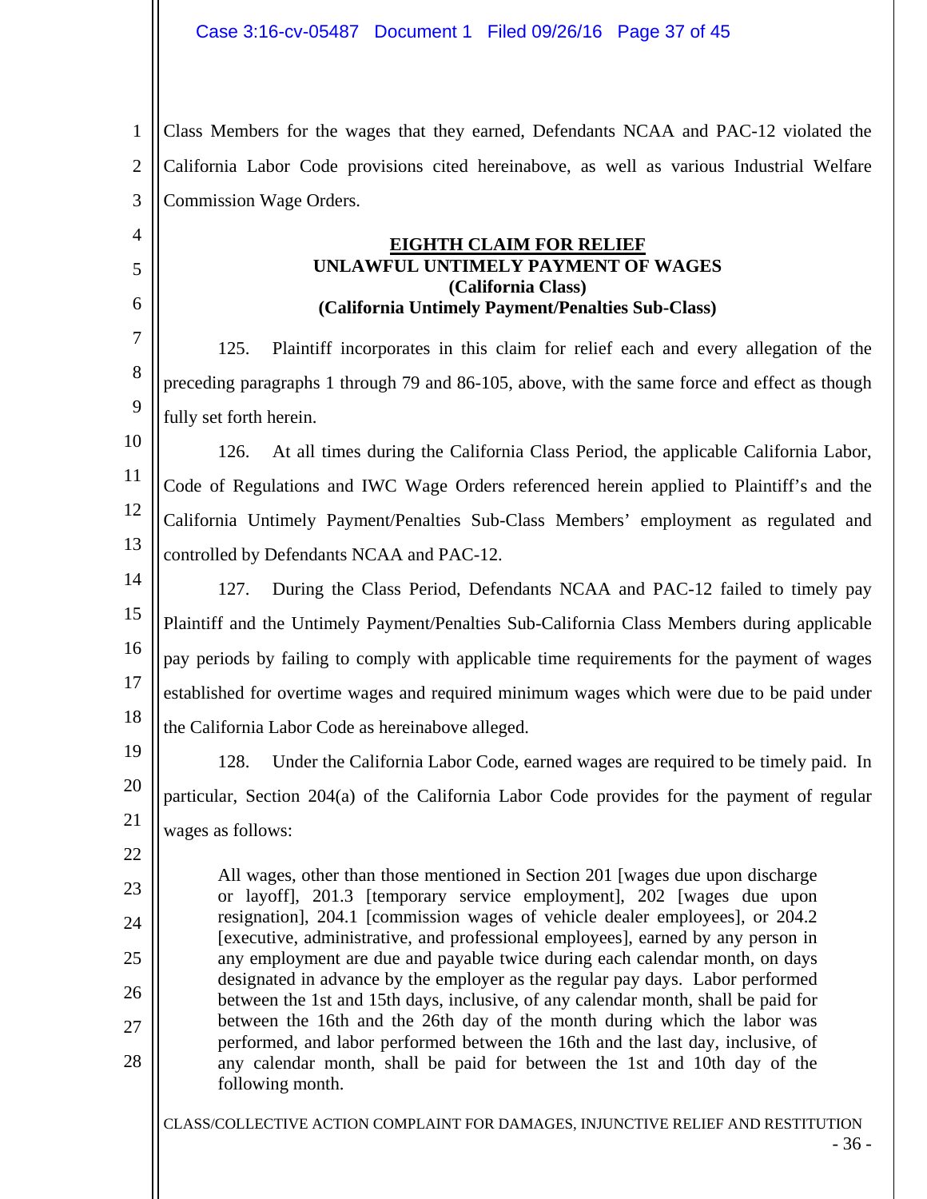Class Members for the wages that they earned, Defendants NCAA and PAC-12 violated the California Labor Code provisions cited hereinabove, as well as various Industrial Welfare Commission Wage Orders.

## EIGHTH CLAIM FOR RELIEF

**UNLAWFUL UNTIMELY PAYMENT OF WAGES**
**(California Class)**
**(California Untimely Payment/Penalties Sub-Class)**

125. Plaintiff incorporates in this claim for relief each and every allegation of the preceding paragraphs 1 through 79 and 86-105, above, with the same force and effect as though fully set forth herein.

126. At all times during the California Class Period, the applicable California Labor, Code of Regulations and IWC Wage Orders referenced herein applied to Plaintiff's and the California Untimely Payment/Penalties Sub-Class Members' employment as regulated and controlled by Defendants NCAA and PAC-12.

127. During the Class Period, Defendants NCAA and PAC-12 failed to timely pay Plaintiff and the Untimely Payment/Penalties Sub-California Class Members during applicable pay periods by failing to comply with applicable time requirements for the payment of wages established for overtime wages and required minimum wages which were due to be paid under the California Labor Code as hereinabove alleged.

128. Under the California Labor Code, earned wages are required to be timely paid. In particular, Section 204(a) of the California Labor Code provides for the payment of regular wages as follows:

> All wages, other than those mentioned in Section 201 [wages due upon discharge or layoff], 201.3 [temporary service employment], 202 [wages due upon resignation], 204.1 [commission wages of vehicle dealer employees], or 204.2 [executive, administrative, and professional employees], earned by any person in any employment are due and payable twice during each calendar month, on days designated in advance by the employer as the regular pay days. Labor performed between the 1st and 15th days, inclusive, of any calendar month, shall be paid for between the 16th and the 26th day of the month during which the labor was performed, and labor performed between the 16th and the last day, inclusive, of any calendar month, shall be paid for between the 1st and 10th day of the following month.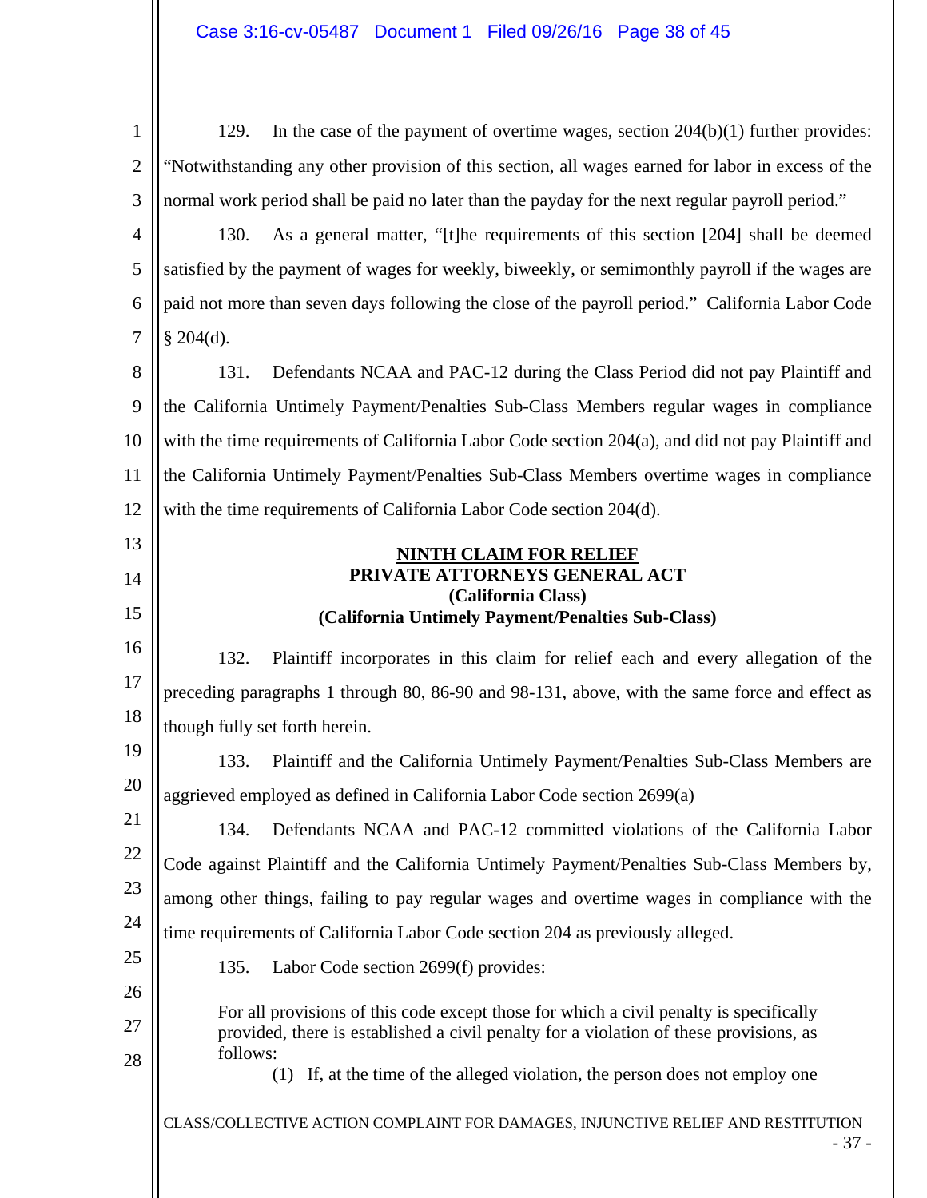129. In the case of the payment of overtime wages, section 204(b)(1) further provides: "Notwithstanding any other provision of this section, all wages earned for labor in excess of the normal work period shall be paid no later than the payday for the next regular payroll period."

130. As a general matter, "[t]he requirements of this section [204] shall be deemed satisfied by the payment of wages for weekly, biweekly, or semimonthly payroll if the wages are paid not more than seven days following the close of the payroll period." California Labor Code § 204(d).

131. Defendants NCAA and PAC-12 during the Class Period did not pay Plaintiff and the California Untimely Payment/Penalties Sub-Class Members regular wages in compliance with the time requirements of California Labor Code section 204(a), and did not pay Plaintiff and the California Untimely Payment/Penalties Sub-Class Members overtime wages in compliance with the time requirements of California Labor Code section 204(d).

## NINTH CLAIM FOR RELIEF
## PRIVATE ATTORNEYS GENERAL ACT
## (California Class)
## (California Untimely Payment/Penalties Sub-Class)

132. Plaintiff incorporates in this claim for relief each and every allegation of the preceding paragraphs 1 through 80, 86-90 and 98-131, above, with the same force and effect as though fully set forth herein.

133. Plaintiff and the California Untimely Payment/Penalties Sub-Class Members are aggrieved employed as defined in California Labor Code section 2699(a)

134. Defendants NCAA and PAC-12 committed violations of the California Labor Code against Plaintiff and the California Untimely Payment/Penalties Sub-Class Members by, among other things, failing to pay regular wages and overtime wages in compliance with the time requirements of California Labor Code section 204 as previously alleged.

135. Labor Code section 2699(f) provides:

> For all provisions of this code except those for which a civil penalty is specifically provided, there is established a civil penalty for a violation of these provisions, as follows:
>
> (1) If, at the time of the alleged violation, the person does not employ one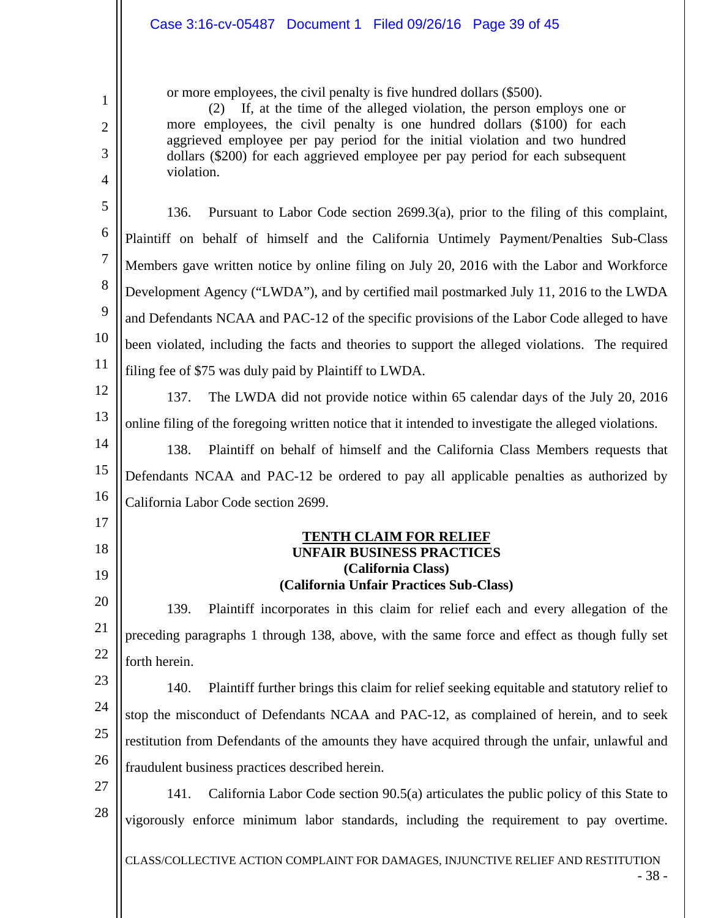or more employees, the civil penalty is five hundred dollars ($500).

(2) If, at the time of the alleged violation, the person employs one or more employees, the civil penalty is one hundred dollars ($100) for each aggrieved employee per pay period for the initial violation and two hundred dollars ($200) for each aggrieved employee per pay period for each subsequent violation.

136. Pursuant to Labor Code section 2699.3(a), prior to the filing of this complaint, Plaintiff on behalf of himself and the California Untimely Payment/Penalties Sub-Class Members gave written notice by online filing on July 20, 2016 with the Labor and Workforce Development Agency ("LWDA"), and by certified mail postmarked July 11, 2016 to the LWDA and Defendants NCAA and PAC-12 of the specific provisions of the Labor Code alleged to have been violated, including the facts and theories to support the alleged violations. The required filing fee of $75 was duly paid by Plaintiff to LWDA.

137. The LWDA did not provide notice within 65 calendar days of the July 20, 2016 online filing of the foregoing written notice that it intended to investigate the alleged violations.

138. Plaintiff on behalf of himself and the California Class Members requests that Defendants NCAA and PAC-12 be ordered to pay all applicable penalties as authorized by California Labor Code section 2699.

**TENTH CLAIM FOR RELIEF**
**UNFAIR BUSINESS PRACTICES**
**(California Class)**
**(California Unfair Practices Sub-Class)**

139. Plaintiff incorporates in this claim for relief each and every allegation of the preceding paragraphs 1 through 138, above, with the same force and effect as though fully set forth herein.

140. Plaintiff further brings this claim for relief seeking equitable and statutory relief to stop the misconduct of Defendants NCAA and PAC-12, as complained of herein, and to seek restitution from Defendants of the amounts they have acquired through the unfair, unlawful and fraudulent business practices described herein.

141. California Labor Code section 90.5(a) articulates the public policy of this State to vigorously enforce minimum labor standards, including the requirement to pay overtime.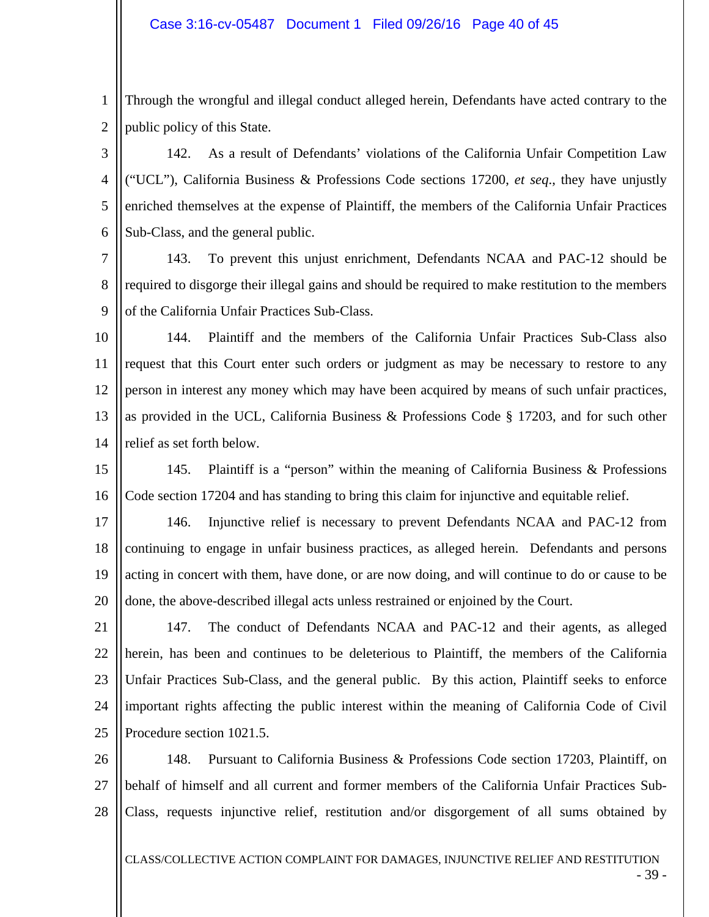Through the wrongful and illegal conduct alleged herein, Defendants have acted contrary to the public policy of this State.

142. As a result of Defendants' violations of the California Unfair Competition Law ("UCL"), California Business & Professions Code sections 17200, *et seq*., they have unjustly enriched themselves at the expense of Plaintiff, the members of the California Unfair Practices Sub-Class, and the general public.

143. To prevent this unjust enrichment, Defendants NCAA and PAC-12 should be required to disgorge their illegal gains and should be required to make restitution to the members of the California Unfair Practices Sub-Class.

144. Plaintiff and the members of the California Unfair Practices Sub-Class also request that this Court enter such orders or judgment as may be necessary to restore to any person in interest any money which may have been acquired by means of such unfair practices, as provided in the UCL, California Business & Professions Code § 17203, and for such other relief as set forth below.

145. Plaintiff is a "person" within the meaning of California Business & Professions Code section 17204 and has standing to bring this claim for injunctive and equitable relief.

146. Injunctive relief is necessary to prevent Defendants NCAA and PAC-12 from continuing to engage in unfair business practices, as alleged herein. Defendants and persons acting in concert with them, have done, or are now doing, and will continue to do or cause to be done, the above-described illegal acts unless restrained or enjoined by the Court.

147. The conduct of Defendants NCAA and PAC-12 and their agents, as alleged herein, has been and continues to be deleterious to Plaintiff, the members of the California Unfair Practices Sub-Class, and the general public. By this action, Plaintiff seeks to enforce important rights affecting the public interest within the meaning of California Code of Civil Procedure section 1021.5.

148. Pursuant to California Business & Professions Code section 17203, Plaintiff, on behalf of himself and all current and former members of the California Unfair Practices Sub-Class, requests injunctive relief, restitution and/or disgorgement of all sums obtained by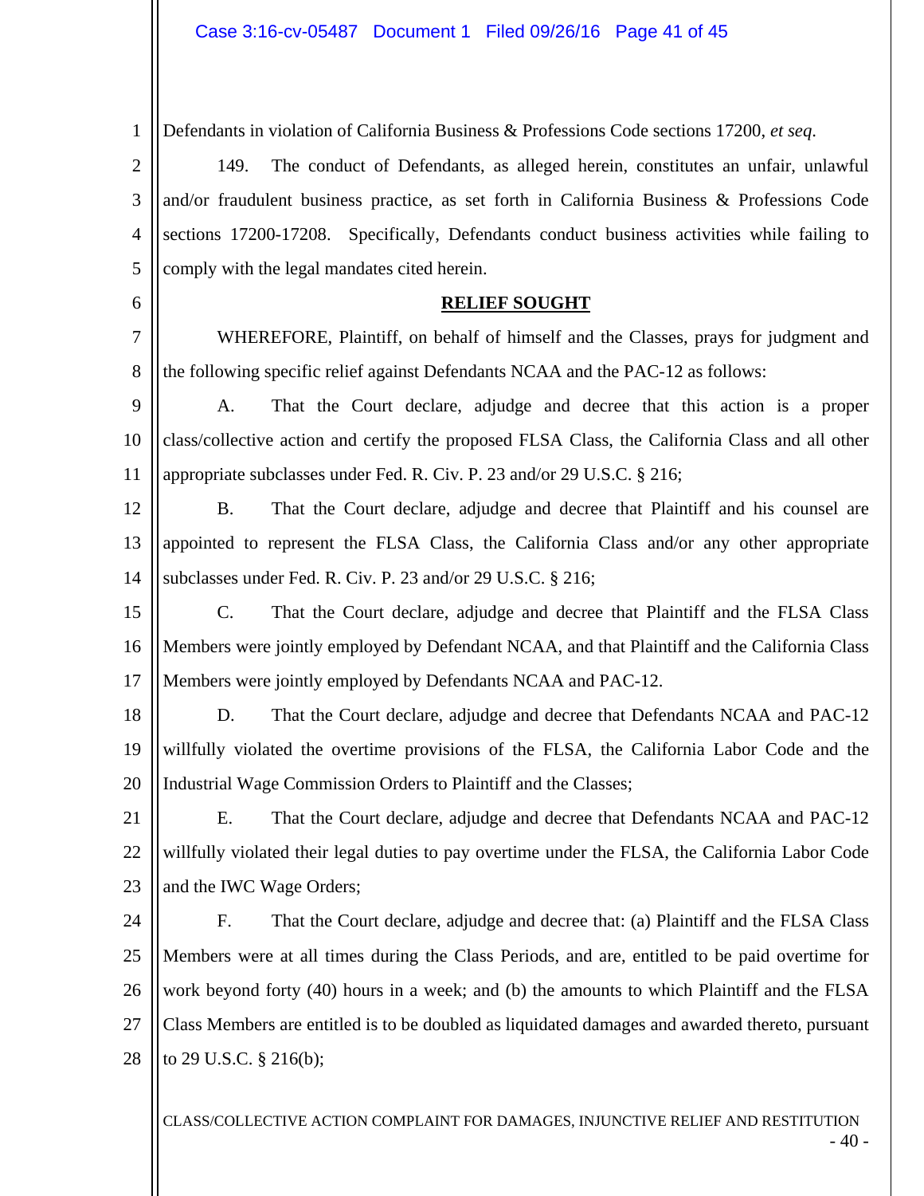Defendants in violation of California Business & Professions Code sections 17200, *et seq*.

149. The conduct of Defendants, as alleged herein, constitutes an unfair, unlawful and/or fraudulent business practice, as set forth in California Business & Professions Code sections 17200-17208. Specifically, Defendants conduct business activities while failing to comply with the legal mandates cited herein.

## RELIEF SOUGHT

WHEREFORE, Plaintiff, on behalf of himself and the Classes, prays for judgment and the following specific relief against Defendants NCAA and the PAC-12 as follows:

A. That the Court declare, adjudge and decree that this action is a proper class/collective action and certify the proposed FLSA Class, the California Class and all other appropriate subclasses under Fed. R. Civ. P. 23 and/or 29 U.S.C. § 216;

B. That the Court declare, adjudge and decree that Plaintiff and his counsel are appointed to represent the FLSA Class, the California Class and/or any other appropriate subclasses under Fed. R. Civ. P. 23 and/or 29 U.S.C. § 216;

C. That the Court declare, adjudge and decree that Plaintiff and the FLSA Class Members were jointly employed by Defendant NCAA, and that Plaintiff and the California Class Members were jointly employed by Defendants NCAA and PAC-12.

D. That the Court declare, adjudge and decree that Defendants NCAA and PAC-12 willfully violated the overtime provisions of the FLSA, the California Labor Code and the Industrial Wage Commission Orders to Plaintiff and the Classes;

E. That the Court declare, adjudge and decree that Defendants NCAA and PAC-12 willfully violated their legal duties to pay overtime under the FLSA, the California Labor Code and the IWC Wage Orders;

F. That the Court declare, adjudge and decree that: (a) Plaintiff and the FLSA Class Members were at all times during the Class Periods, and are, entitled to be paid overtime for work beyond forty (40) hours in a week; and (b) the amounts to which Plaintiff and the FLSA Class Members are entitled is to be doubled as liquidated damages and awarded thereto, pursuant to 29 U.S.C. § 216(b);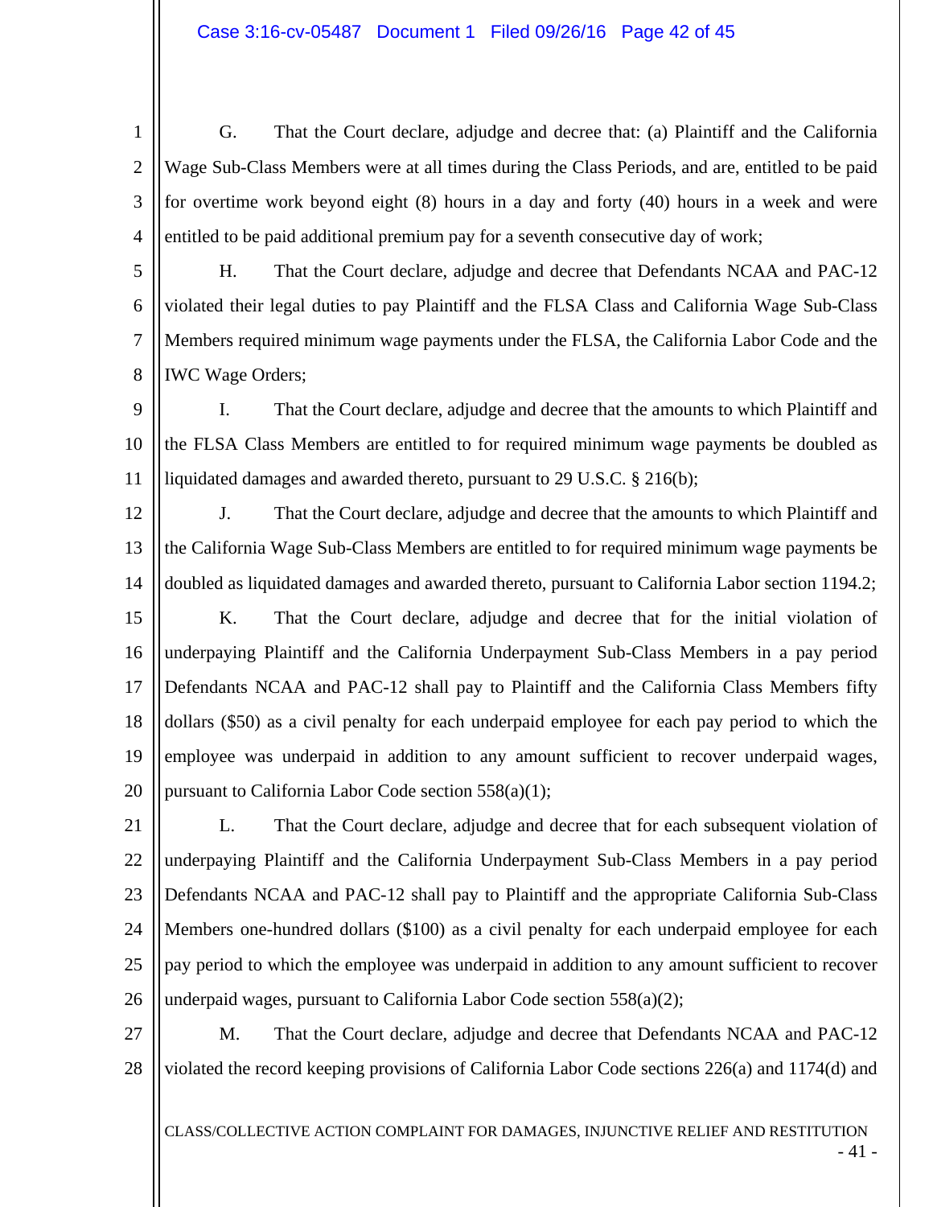G. That the Court declare, adjudge and decree that: (a) Plaintiff and the California Wage Sub-Class Members were at all times during the Class Periods, and are, entitled to be paid for overtime work beyond eight (8) hours in a day and forty (40) hours in a week and were entitled to be paid additional premium pay for a seventh consecutive day of work;

H. That the Court declare, adjudge and decree that Defendants NCAA and PAC-12 violated their legal duties to pay Plaintiff and the FLSA Class and California Wage Sub-Class Members required minimum wage payments under the FLSA, the California Labor Code and the IWC Wage Orders;

I. That the Court declare, adjudge and decree that the amounts to which Plaintiff and the FLSA Class Members are entitled to for required minimum wage payments be doubled as liquidated damages and awarded thereto, pursuant to 29 U.S.C. § 216(b);

J. That the Court declare, adjudge and decree that the amounts to which Plaintiff and the California Wage Sub-Class Members are entitled to for required minimum wage payments be doubled as liquidated damages and awarded thereto, pursuant to California Labor section 1194.2;

K. That the Court declare, adjudge and decree that for the initial violation of underpaying Plaintiff and the California Underpayment Sub-Class Members in a pay period Defendants NCAA and PAC-12 shall pay to Plaintiff and the California Class Members fifty dollars ($50) as a civil penalty for each underpaid employee for each pay period to which the employee was underpaid in addition to any amount sufficient to recover underpaid wages, pursuant to California Labor Code section 558(a)(1);

L. That the Court declare, adjudge and decree that for each subsequent violation of underpaying Plaintiff and the California Underpayment Sub-Class Members in a pay period Defendants NCAA and PAC-12 shall pay to Plaintiff and the appropriate California Sub-Class Members one-hundred dollars ($100) as a civil penalty for each underpaid employee for each pay period to which the employee was underpaid in addition to any amount sufficient to recover underpaid wages, pursuant to California Labor Code section 558(a)(2);

M. That the Court declare, adjudge and decree that Defendants NCAA and PAC-12 violated the record keeping provisions of California Labor Code sections 226(a) and 1174(d) and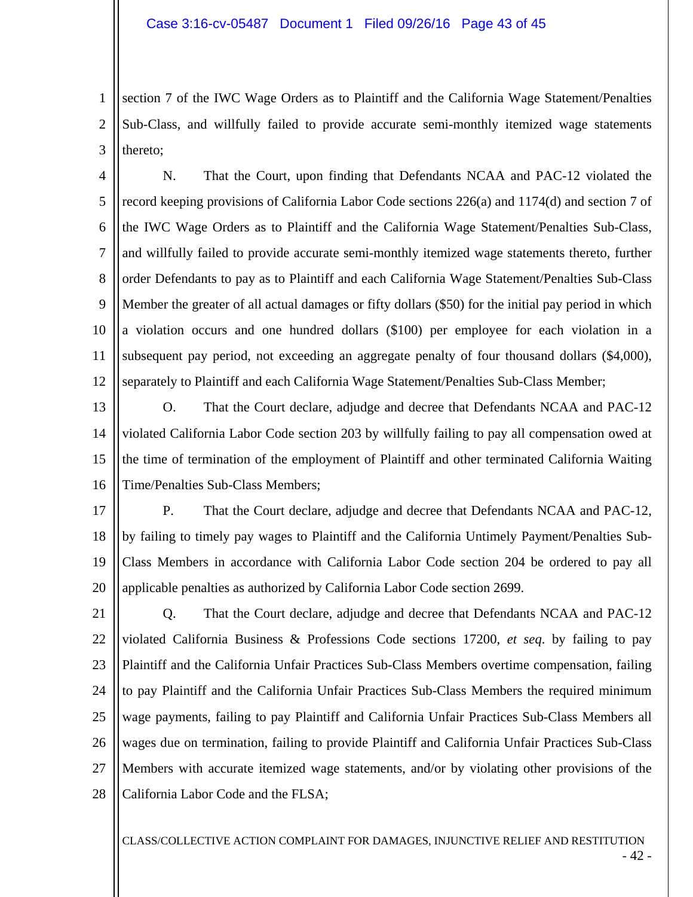section 7 of the IWC Wage Orders as to Plaintiff and the California Wage Statement/Penalties Sub-Class, and willfully failed to provide accurate semi-monthly itemized wage statements thereto;

N. That the Court, upon finding that Defendants NCAA and PAC-12 violated the record keeping provisions of California Labor Code sections 226(a) and 1174(d) and section 7 of the IWC Wage Orders as to Plaintiff and the California Wage Statement/Penalties Sub-Class, and willfully failed to provide accurate semi-monthly itemized wage statements thereto, further order Defendants to pay as to Plaintiff and each California Wage Statement/Penalties Sub-Class Member the greater of all actual damages or fifty dollars ($50) for the initial pay period in which a violation occurs and one hundred dollars ($100) per employee for each violation in a subsequent pay period, not exceeding an aggregate penalty of four thousand dollars ($4,000), separately to Plaintiff and each California Wage Statement/Penalties Sub-Class Member;

O. That the Court declare, adjudge and decree that Defendants NCAA and PAC-12 violated California Labor Code section 203 by willfully failing to pay all compensation owed at the time of termination of the employment of Plaintiff and other terminated California Waiting Time/Penalties Sub-Class Members;

P. That the Court declare, adjudge and decree that Defendants NCAA and PAC-12, by failing to timely pay wages to Plaintiff and the California Untimely Payment/Penalties Sub-Class Members in accordance with California Labor Code section 204 be ordered to pay all applicable penalties as authorized by California Labor Code section 2699.

Q. That the Court declare, adjudge and decree that Defendants NCAA and PAC-12 violated California Business & Professions Code sections 17200, *et seq*. by failing to pay Plaintiff and the California Unfair Practices Sub-Class Members overtime compensation, failing to pay Plaintiff and the California Unfair Practices Sub-Class Members the required minimum wage payments, failing to pay Plaintiff and California Unfair Practices Sub-Class Members all wages due on termination, failing to provide Plaintiff and California Unfair Practices Sub-Class Members with accurate itemized wage statements, and/or by violating other provisions of the California Labor Code and the FLSA;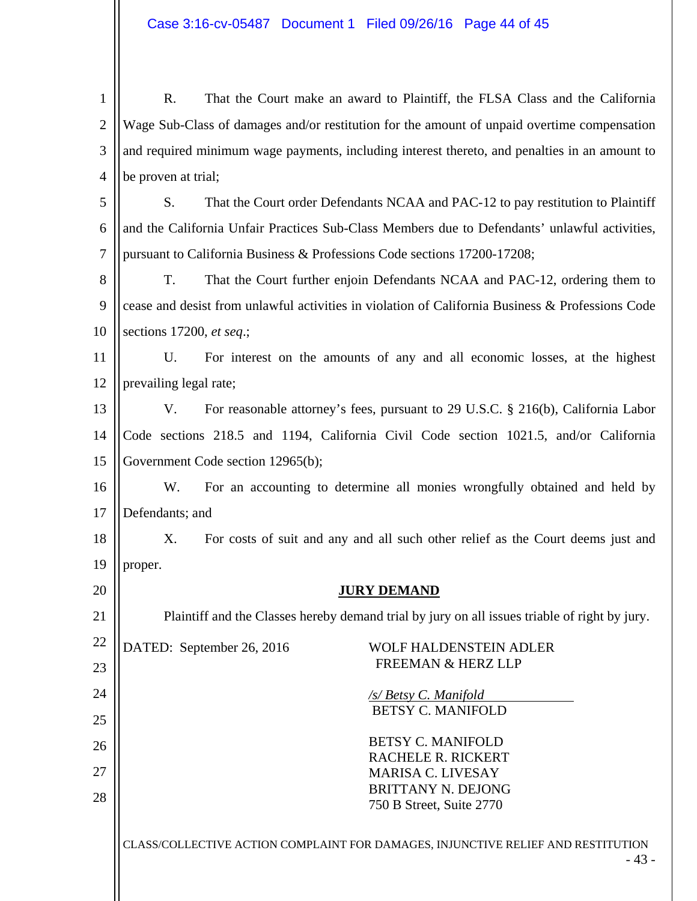R. That the Court make an award to Plaintiff, the FLSA Class and the California Wage Sub-Class of damages and/or restitution for the amount of unpaid overtime compensation and required minimum wage payments, including interest thereto, and penalties in an amount to be proven at trial;

S. That the Court order Defendants NCAA and PAC-12 to pay restitution to Plaintiff and the California Unfair Practices Sub-Class Members due to Defendants' unlawful activities, pursuant to California Business & Professions Code sections 17200-17208;

T. That the Court further enjoin Defendants NCAA and PAC-12, ordering them to cease and desist from unlawful activities in violation of California Business & Professions Code sections 17200, *et seq*.;

U. For interest on the amounts of any and all economic losses, at the highest prevailing legal rate;

V. For reasonable attorney's fees, pursuant to 29 U.S.C. § 216(b), California Labor Code sections 218.5 and 1194, California Civil Code section 1021.5, and/or California Government Code section 12965(b);

W. For an accounting to determine all monies wrongfully obtained and held by Defendants; and

X. For costs of suit and any and all such other relief as the Court deems just and proper.

**JURY DEMAND**

Plaintiff and the Classes hereby demand trial by jury on all issues triable of right by jury.

DATED: September 26, 2016

WOLF HALDENSTEIN ADLER
FREEMAN & HERZ LLP

*/s/ Betsy C. Manifold*
BETSY C. MANIFOLD

BETSY C. MANIFOLD
RACHELE R. RICKERT
MARISA C. LIVESAY
BRITTANY N. DEJONG
750 B Street, Suite 2770

CLASS/COLLECTIVE ACTION COMPLAINT FOR DAMAGES, INJUNCTIVE RELIEF AND RESTITUTION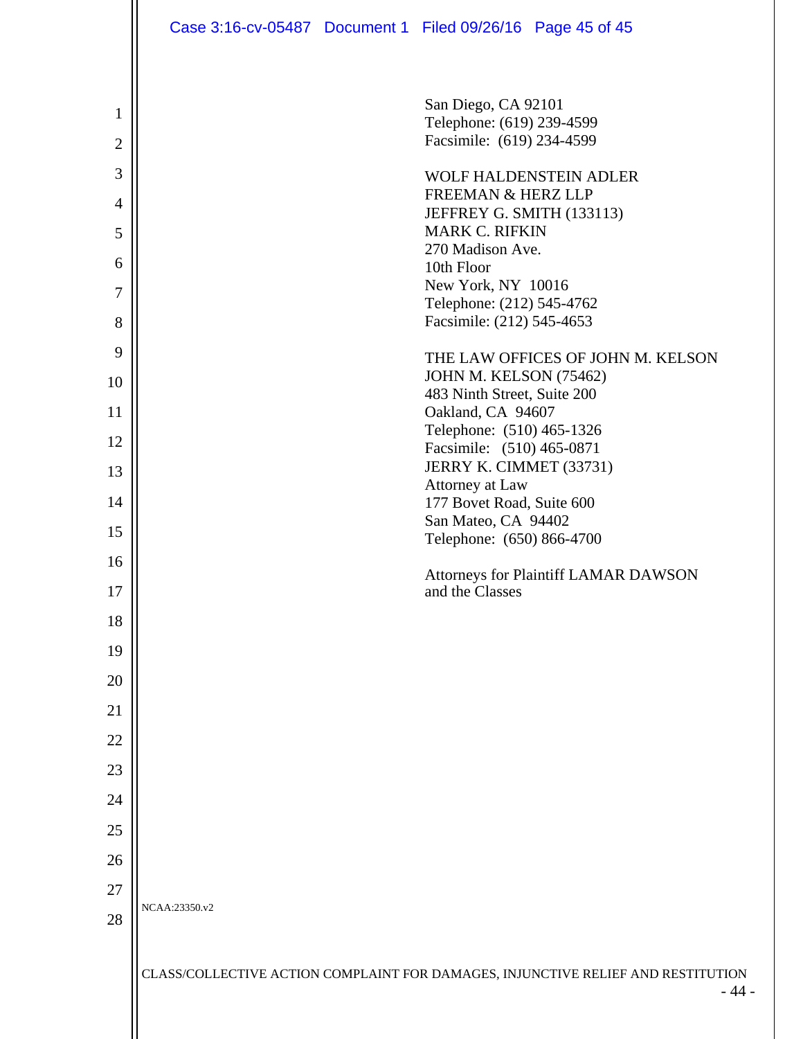San Diego, CA 92101
Telephone: (619) 239-4599
Facsimile: (619) 234-4599

WOLF HALDENSTEIN ADLER
FREEMAN & HERZ LLP
JEFFREY G. SMITH (133113)
MARK C. RIFKIN
270 Madison Ave.
10th Floor
New York, NY 10016
Telephone: (212) 545-4762
Facsimile: (212) 545-4653

THE LAW OFFICES OF JOHN M. KELSON
JOHN M. KELSON (75462)
483 Ninth Street, Suite 200
Oakland, CA 94607
Telephone: (510) 465-1326
Facsimile: (510) 465-0871
JERRY K. CIMMET (33731)
Attorney at Law
177 Bovet Road, Suite 600
San Mateo, CA 94402
Telephone: (650) 866-4700

Attorneys for Plaintiff LAMAR DAWSON
and the Classes

NCAA:23350.v2

CLASS/COLLECTIVE ACTION COMPLAINT FOR DAMAGES, INJUNCTIVE RELIEF AND RESTITUTION